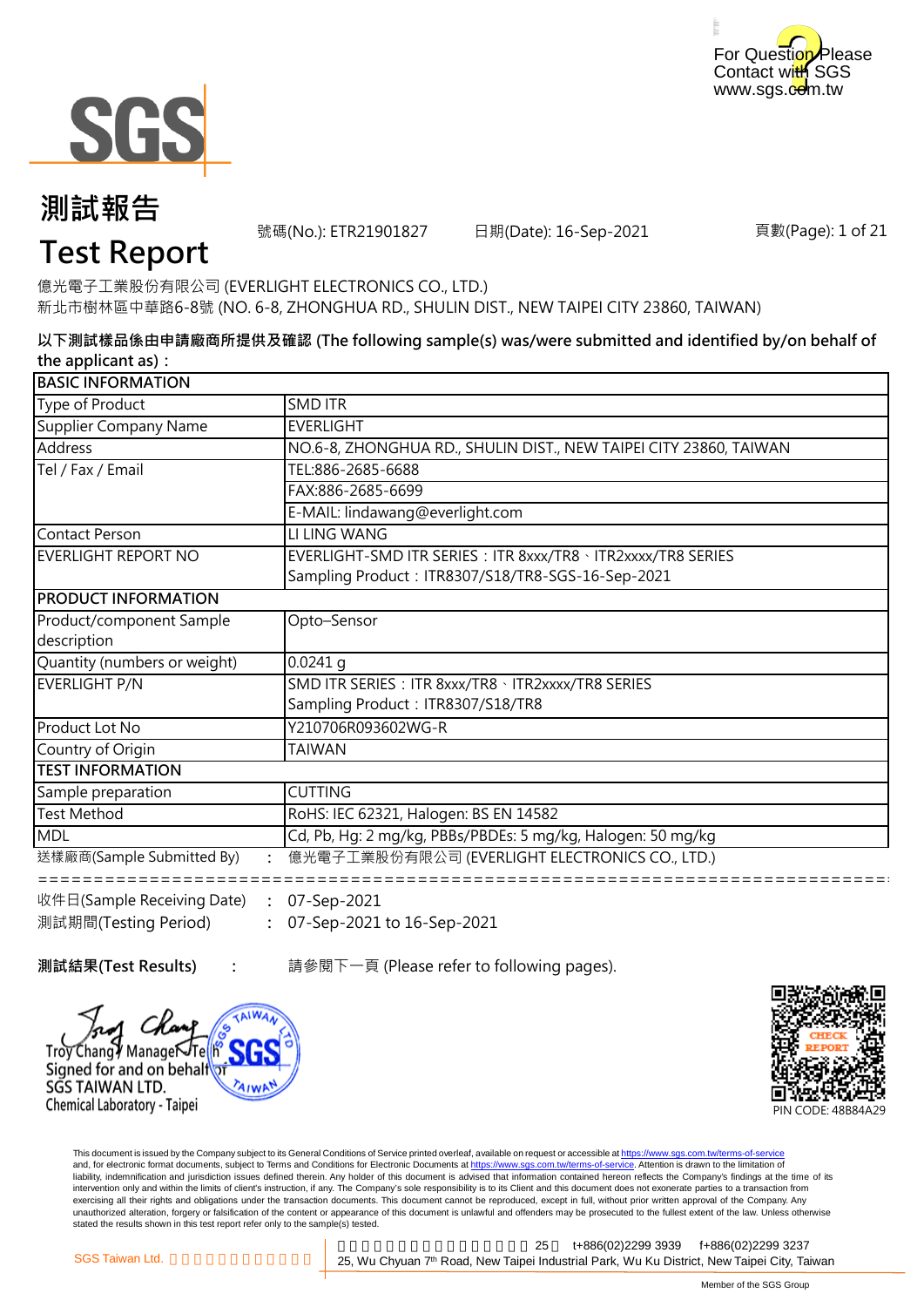For Question Please Contact with SGS
www.sgs.com.tw

# 測試報告
# Test Report

號碼(No.): ETR21901827　　日期(Date): 16-Sep-2021　　頁數(Page): 1 of 21

億光電子工業股份有限公司 (EVERLIGHT ELECTRONICS CO., LTD.)
新北市樹林區中華路6-8號 (NO. 6-8, ZHONGHUA RD., SHULIN DIST., NEW TAIPEI CITY 23860, TAIWAN)

**以下測試樣品係由申請廠商所提供及確認 (The following sample(s) was/were submitted and identified by/on behalf of the applicant as)：**

| BASIC INFORMATION | |
|---|---|
| Type of Product | SMD ITR |
| Supplier Company Name | EVERLIGHT |
| Address | NO.6-8, ZHONGHUA RD., SHULIN DIST., NEW TAIPEI CITY 23860, TAIWAN |
| Tel / Fax / Email | TEL:886-2685-6688 |
| | FAX:886-2685-6699 |
| | E-MAIL: lindawang@everlight.com |
| Contact Person | LI LING WANG |
| EVERLIGHT REPORT NO | EVERLIGHT-SMD ITR SERIES：ITR 8xxx/TR8、ITR2xxxx/TR8 SERIES<br>Sampling Product：ITR8307/S18/TR8-SGS-16-Sep-2021 |
| **PRODUCT INFORMATION** | |
| Product/component Sample description | Opto–Sensor |
| Quantity (numbers or weight) | 0.0241 g |
| EVERLIGHT P/N | SMD ITR SERIES：ITR 8xxx/TR8、ITR2xxxx/TR8 SERIES<br>Sampling Product：ITR8307/S18/TR8 |
| Product Lot No | Y210706R093602WG-R |
| Country of Origin | TAIWAN |
| **TEST INFORMATION** | |
| Sample preparation | CUTTING |
| Test Method | RoHS: IEC 62321, Halogen: BS EN 14582 |
| MDL | Cd, Pb, Hg: 2 mg/kg, PBBs/PBDEs: 5 mg/kg, Halogen: 50 mg/kg |

送樣廠商(Sample Submitted By)　:　億光電子工業股份有限公司 (EVERLIGHT ELECTRONICS CO., LTD.)

收件日(Sample Receiving Date)　:　07-Sep-2021
測試期間(Testing Period)　:　07-Sep-2021 to 16-Sep-2021

**測試結果(Test Results)**　:　請參閱下一頁 (Please refer to following pages).

Troy Chang / Manager / Tech
Signed for and on behalf of
SGS TAIWAN LTD.
Chemical Laboratory - Taipei

PIN CODE: 48B84A29

This document is issued by the Company subject to its General Conditions of Service printed overleaf, available on request or accessible at https://www.sgs.com.tw/terms-of-service and, for electronic format documents, subject to Terms and Conditions for Electronic Documents at https://www.sgs.com.tw/terms-of-service. Attention is drawn to the limitation of liability, indemnification and jurisdiction issues defined therein. Any holder of this document is advised that information contained hereon reflects the Company's findings at the time of its intervention only and within the limits of client's instruction, if any. The Company's sole responsibility is to its Client and this document does not exonerate parties to a transaction from exercising all their rights and obligations under the transaction documents. This document cannot be reproduced, except in full, without prior written approval of the Company. Any unauthorized alteration, forgery or falsification of the content or appearance of this document is unlawful and offenders may be prosecuted to the fullest extent of the law. Unless otherwise stated the results shown in this test report refer only to the sample(s) tested.

SGS Taiwan Ltd. | 25, Wu Chyuan 7th Road, New Taipei Industrial Park, Wu Ku District, New Taipei City, Taiwan　t+886(02)2299 3939　f+886(02)2299 3237

Member of the SGS Group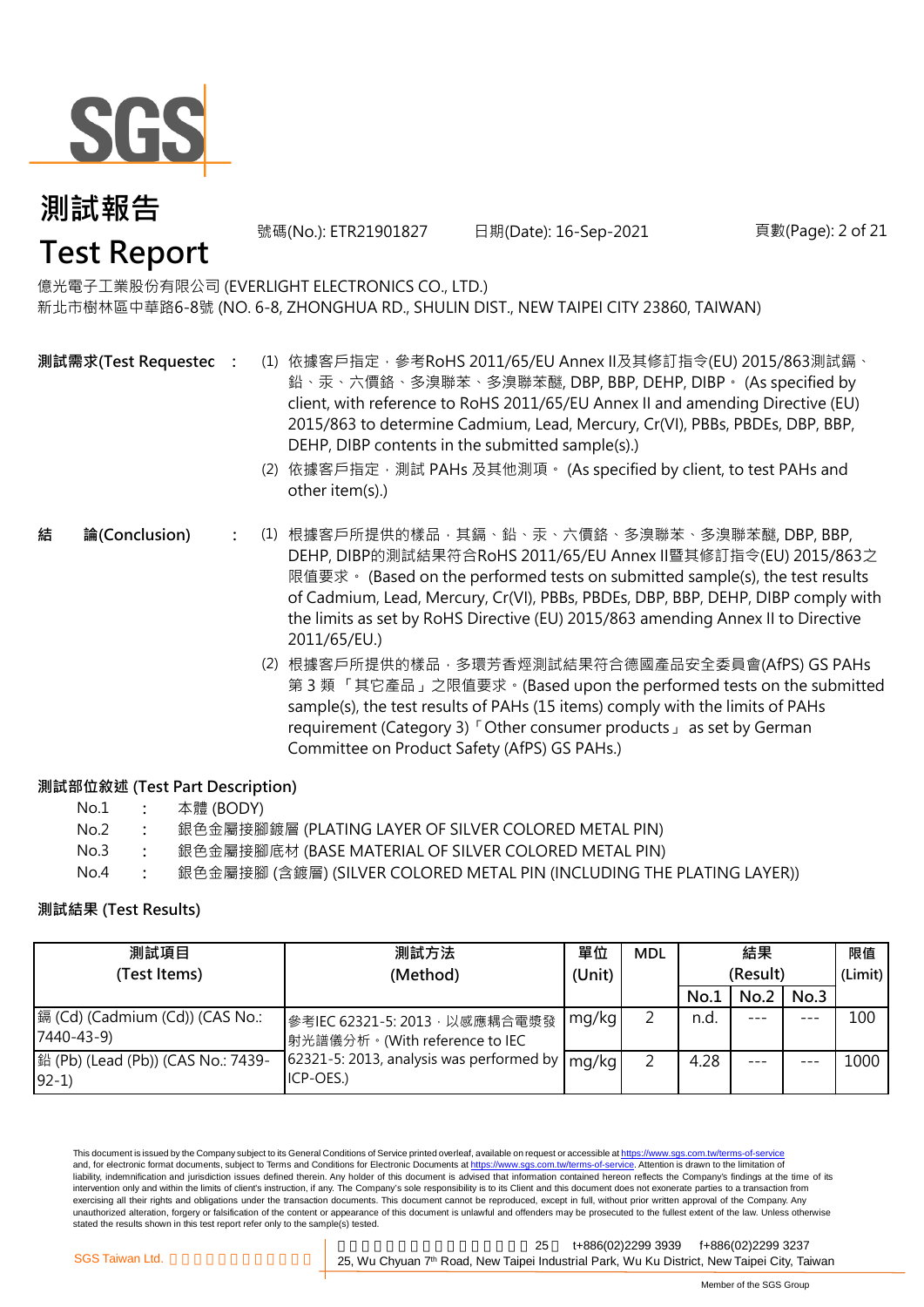# 測試報告
# Test Report

號碼(No.): ETR21901827　　日期(Date): 16-Sep-2021

億光電子工業股份有限公司 (EVERLIGHT ELECTRONICS CO., LTD.)
新北市樹林區中華路6-8號 (NO. 6-8, ZHONGHUA RD., SHULIN DIST., NEW TAIPEI CITY 23860, TAIWAN)

**測試需求(Test Requested)** :

(1) 依據客戶指定，參考RoHS 2011/65/EU Annex II及其修訂指令(EU) 2015/863測試鎘、鉛、汞、六價鉻、多溴聯苯、多溴聯苯醚, DBP, BBP, DEHP, DIBP。 (As specified by client, with reference to RoHS 2011/65/EU Annex II and amending Directive (EU) 2015/863 to determine Cadmium, Lead, Mercury, Cr(VI), PBBs, PBDEs, DBP, BBP, DEHP, DIBP contents in the submitted sample(s).)

(2) 依據客戶指定，測試 PAHs 及其他測項。 (As specified by client, to test PAHs and other item(s).)

**結　論(Conclusion)** :

(1) 根據客戶所提供的樣品，其鎘、鉛、汞、六價鉻、多溴聯苯、多溴聯苯醚, DBP, BBP, DEHP, DIBP的測試結果符合RoHS 2011/65/EU Annex II暨其修訂指令(EU) 2015/863之限值要求。 (Based on the performed tests on submitted sample(s), the test results of Cadmium, Lead, Mercury, Cr(VI), PBBs, PBDEs, DBP, BBP, DEHP, DIBP comply with the limits as set by RoHS Directive (EU) 2015/863 amending Annex II to Directive 2011/65/EU.)

(2) 根據客戶所提供的樣品，多環芳香烴測試結果符合德國產品安全委員會(AfPS) GS PAHs 第 3 類 「其它產品」之限值要求。(Based upon the performed tests on the submitted sample(s), the test results of PAHs (15 items) comply with the limits of PAHs requirement (Category 3)「Other consumer products」 as set by German Committee on Product Safety (AfPS) GS PAHs.)

**測試部位敘述 (Test Part Description)**

No.1 : 本體 (BODY)
No.2 : 銀色金屬接腳鍍層 (PLATING LAYER OF SILVER COLORED METAL PIN)
No.3 : 銀色金屬接腳底材 (BASE MATERIAL OF SILVER COLORED METAL PIN)
No.4 : 銀色金屬接腳 (含鍍層) (SILVER COLORED METAL PIN (INCLUDING THE PLATING LAYER))

**測試結果 (Test Results)**

| 測試項目 (Test Items) | 測試方法 (Method) | 單位 (Unit) | MDL | 結果 (Result) No.1 | No.2 | No.3 | 限值 (Limit) |
|---|---|---|---|---|---|---|---|
| 鎘 (Cd) (Cadmium (Cd)) (CAS No.: 7440-43-9) | 參考IEC 62321-5: 2013，以感應耦合電漿發射光譜儀分析。(With reference to IEC 62321-5: 2013, analysis was performed by ICP-OES.) | mg/kg | 2 | n.d. | --- | --- | 100 |
| 鉛 (Pb) (Lead (Pb)) (CAS No.: 7439-92-1) | | mg/kg | 2 | 4.28 | --- | --- | 1000 |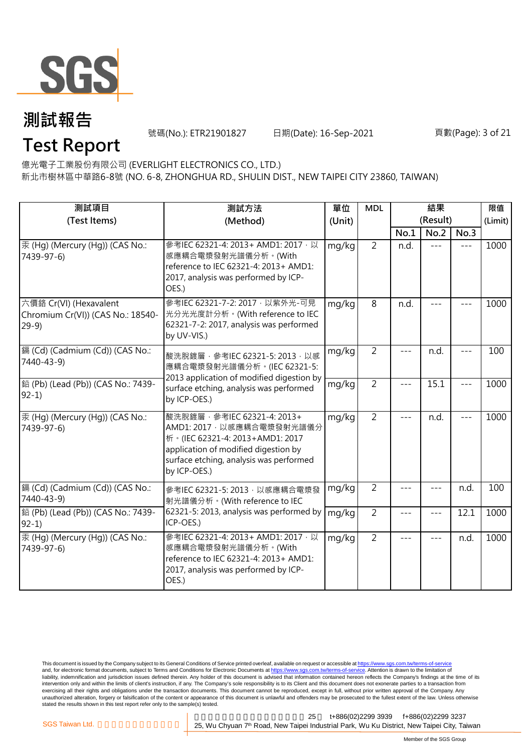# 測試報告

# Test Report

號碼(No.): ETR21901827　　日期(Date): 16-Sep-2021

億光電子工業股份有限公司 (EVERLIGHT ELECTRONICS CO., LTD.)
新北市樹林區中華路6-8號 (NO. 6-8, ZHONGHUA RD., SHULIN DIST., NEW TAIPEI CITY 23860, TAIWAN)

| 測試項目 (Test Items) | 測試方法 (Method) | 單位 (Unit) | MDL | 結果 (Result) | | | 限值 (Limit) |
|---|---|---|---|---|---|---|---|
| | | | | No.1 | No.2 | No.3 | |
| 汞 (Hg) (Mercury (Hg)) (CAS No.: 7439-97-6) | 參考IEC 62321-4: 2013+ AMD1: 2017，以感應耦合電漿發射光譜儀分析。(With reference to IEC 62321-4: 2013+ AMD1: 2017, analysis was performed by ICP-OES.) | mg/kg | 2 | n.d. | --- | --- | 1000 |
| 六價鉻 Cr(VI) (Hexavalent Chromium Cr(VI)) (CAS No.: 18540-29-9) | 參考IEC 62321-7-2: 2017，以紫外光-可見光分光光度計分析。(With reference to IEC 62321-7-2: 2017, analysis was performed by UV-VIS.) | mg/kg | 8 | n.d. | --- | --- | 1000 |
| 鎘 (Cd) (Cadmium (Cd)) (CAS No.: 7440-43-9) | 酸洗脫鍍層，參考IEC 62321-5: 2013，以感應耦合電漿發射光譜儀分析。(IEC 62321-5: 2013 application of modified digestion by surface etching, analysis was performed by ICP-OES.) | mg/kg | 2 | --- | n.d. | --- | 100 |
| 鉛 (Pb) (Lead (Pb)) (CAS No.: 7439-92-1) | | mg/kg | 2 | --- | 15.1 | --- | 1000 |
| 汞 (Hg) (Mercury (Hg)) (CAS No.: 7439-97-6) | 酸洗脫鍍層，參考IEC 62321-4: 2013+ AMD1: 2017，以感應耦合電漿發射光譜儀分析。(IEC 62321-4: 2013+AMD1: 2017 application of modified digestion by surface etching, analysis was performed by ICP-OES.) | mg/kg | 2 | --- | n.d. | --- | 1000 |
| 鎘 (Cd) (Cadmium (Cd)) (CAS No.: 7440-43-9) | 參考IEC 62321-5: 2013，以感應耦合電漿發射光譜儀分析。(With reference to IEC 62321-5: 2013, analysis was performed by ICP-OES.) | mg/kg | 2 | --- | --- | n.d. | 100 |
| 鉛 (Pb) (Lead (Pb)) (CAS No.: 7439-92-1) | | mg/kg | 2 | --- | --- | 12.1 | 1000 |
| 汞 (Hg) (Mercury (Hg)) (CAS No.: 7439-97-6) | 參考IEC 62321-4: 2013+ AMD1: 2017，以感應耦合電漿發射光譜儀分析。(With reference to IEC 62321-4: 2013+ AMD1: 2017, analysis was performed by ICP-OES.) | mg/kg | 2 | --- | --- | n.d. | 1000 |

This document is issued by the Company subject to its General Conditions of Service printed overleaf, available on request or accessible at https://www.sgs.com.tw/terms-of-service and, for electronic format documents, subject to Terms and Conditions for Electronic Documents at https://www.sgs.com.tw/terms-of-service. Attention is drawn to the limitation of liability, indemnification and jurisdiction issues defined therein. Any holder of this document is advised that information contained hereon reflects the Company's findings at the time of its intervention only and within the limits of client's instruction, if any. The Company's sole responsibility is to its Client and this document does not exonerate parties to a transaction from exercising all their rights and obligations under the transaction documents. This document cannot be reproduced, except in full, without prior written approval of the Company. Any unauthorized alteration, forgery or falsification of the content or appearance of this document is unlawful and offenders may be prosecuted to the fullest extent of the law. Unless otherwise stated the results shown in this test report refer only to the sample(s) tested.

SGS Taiwan Ltd. | 25, Wu Chyuan 7th Road, New Taipei Industrial Park, Wu Ku District, New Taipei City, Taiwan | t+886(02)2299 3939 f+886(02)2299 3237

Member of the SGS Group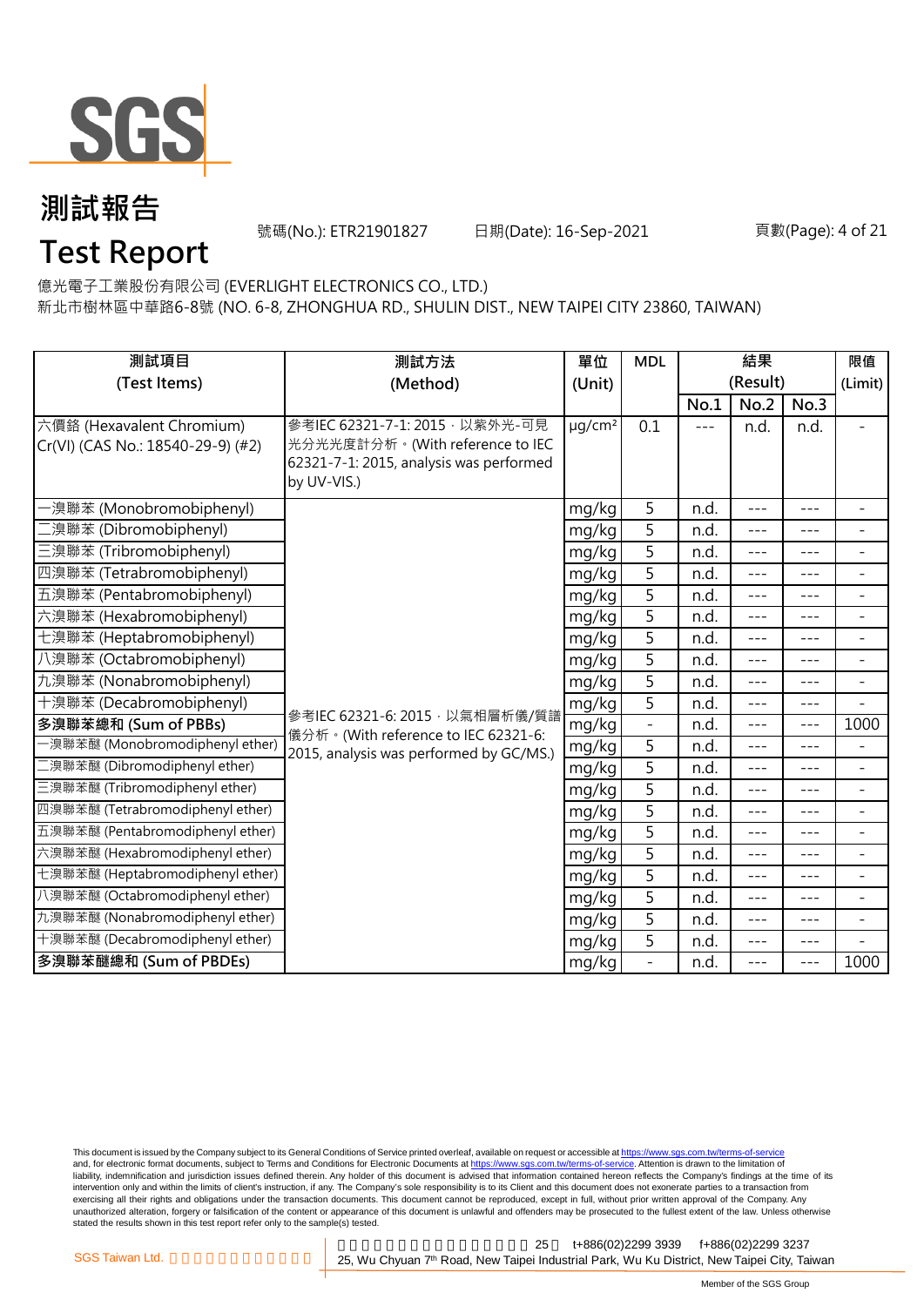# 測試報告

# Test Report

號碼(No.): ETR21901827　　日期(Date): 16-Sep-2021

億光電子工業股份有限公司 (EVERLIGHT ELECTRONICS CO., LTD.)

新北市樹林區中華路6-8號 (NO. 6-8, ZHONGHUA RD., SHULIN DIST., NEW TAIPEI CITY 23860, TAIWAN)

| 測試項目 (Test Items) | 測試方法 (Method) | 單位 (Unit) | MDL | 結果 (Result) | | | 限值 (Limit) |
|---|---|---|---|---|---|---|---|
| | | | | No.1 | No.2 | No.3 | |
| 六價鉻 (Hexavalent Chromium) Cr(VI) (CAS No.: 18540-29-9) (#2) | 參考IEC 62321-7-1: 2015，以紫外光-可見光分光光度計分析。(With reference to IEC 62321-7-1: 2015, analysis was performed by UV-VIS.) | μg/cm² | 0.1 | --- | n.d. | n.d. | - |
| 一溴聯苯 (Monobromobiphenyl) | 參考IEC 62321-6: 2015，以氣相層析儀/質譜儀分析。(With reference to IEC 62321-6: 2015, analysis was performed by GC/MS.) | mg/kg | 5 | n.d. | --- | --- | - |
| 二溴聯苯 (Dibromobiphenyl) | | mg/kg | 5 | n.d. | --- | --- | - |
| 三溴聯苯 (Tribromobiphenyl) | | mg/kg | 5 | n.d. | --- | --- | - |
| 四溴聯苯 (Tetrabromobiphenyl) | | mg/kg | 5 | n.d. | --- | --- | - |
| 五溴聯苯 (Pentabromobiphenyl) | | mg/kg | 5 | n.d. | --- | --- | - |
| 六溴聯苯 (Hexabromobiphenyl) | | mg/kg | 5 | n.d. | --- | --- | - |
| 七溴聯苯 (Heptabromobiphenyl) | | mg/kg | 5 | n.d. | --- | --- | - |
| 八溴聯苯 (Octabromobiphenyl) | | mg/kg | 5 | n.d. | --- | --- | - |
| 九溴聯苯 (Nonabromobiphenyl) | | mg/kg | 5 | n.d. | --- | --- | - |
| 十溴聯苯 (Decabromobiphenyl) | | mg/kg | 5 | n.d. | --- | --- | - |
| **多溴聯苯總和 (Sum of PBBs)** | | mg/kg | - | n.d. | --- | --- | 1000 |
| 一溴聯苯醚 (Monobromodiphenyl ether) | | mg/kg | 5 | n.d. | --- | --- | - |
| 二溴聯苯醚 (Dibromodiphenyl ether) | | mg/kg | 5 | n.d. | --- | --- | - |
| 三溴聯苯醚 (Tribromodiphenyl ether) | | mg/kg | 5 | n.d. | --- | --- | - |
| 四溴聯苯醚 (Tetrabromodiphenyl ether) | | mg/kg | 5 | n.d. | --- | --- | - |
| 五溴聯苯醚 (Pentabromodiphenyl ether) | | mg/kg | 5 | n.d. | --- | --- | - |
| 六溴聯苯醚 (Hexabromodiphenyl ether) | | mg/kg | 5 | n.d. | --- | --- | - |
| 七溴聯苯醚 (Heptabromodiphenyl ether) | | mg/kg | 5 | n.d. | --- | --- | - |
| 八溴聯苯醚 (Octabromodiphenyl ether) | | mg/kg | 5 | n.d. | --- | --- | - |
| 九溴聯苯醚 (Nonabromodiphenyl ether) | | mg/kg | 5 | n.d. | --- | --- | - |
| 十溴聯苯醚 (Decabromodiphenyl ether) | | mg/kg | 5 | n.d. | --- | --- | - |
| **多溴聯苯醚總和 (Sum of PBDEs)** | | mg/kg | - | n.d. | --- | --- | 1000 |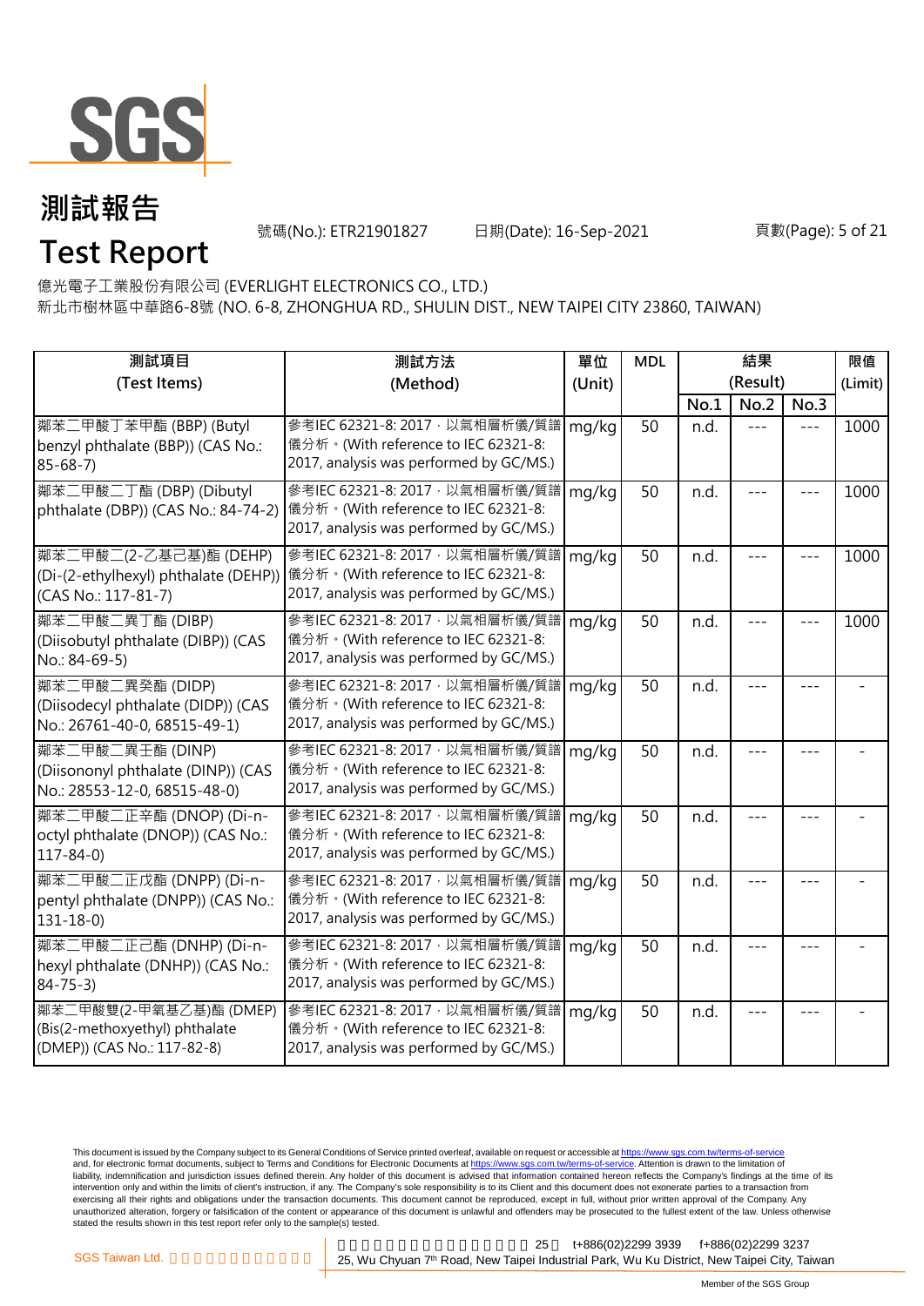# 測試報告

# Test Report

號碼(No.): ETR21901827　　日期(Date): 16-Sep-2021

億光電子工業股份有限公司 (EVERLIGHT ELECTRONICS CO., LTD.)
新北市樹林區中華路6-8號 (NO. 6-8, ZHONGHUA RD., SHULIN DIST., NEW TAIPEI CITY 23860, TAIWAN)

| 測試項目 (Test Items) | 測試方法 (Method) | 單位 (Unit) | MDL | 結果 (Result) | | | 限值 (Limit) |
|---|---|---|---|---|---|---|---|
| | | | | No.1 | No.2 | No.3 | |
| 鄰苯二甲酸丁苯甲酯 (BBP) (Butyl benzyl phthalate (BBP)) (CAS No.: 85-68-7) | 參考IEC 62321-8: 2017，以氣相層析儀/質譜儀分析。(With reference to IEC 62321-8: 2017, analysis was performed by GC/MS.) | mg/kg | 50 | n.d. | --- | --- | 1000 |
| 鄰苯二甲酸二丁酯 (DBP) (Dibutyl phthalate (DBP)) (CAS No.: 84-74-2) | 參考IEC 62321-8: 2017，以氣相層析儀/質譜儀分析。(With reference to IEC 62321-8: 2017, analysis was performed by GC/MS.) | mg/kg | 50 | n.d. | --- | --- | 1000 |
| 鄰苯二甲酸二(2-乙基己基)酯 (DEHP) (Di-(2-ethylhexyl) phthalate (DEHP)) (CAS No.: 117-81-7) | 參考IEC 62321-8: 2017，以氣相層析儀/質譜儀分析。(With reference to IEC 62321-8: 2017, analysis was performed by GC/MS.) | mg/kg | 50 | n.d. | --- | --- | 1000 |
| 鄰苯二甲酸二異丁酯 (DIBP) (Diisobutyl phthalate (DIBP)) (CAS No.: 84-69-5) | 參考IEC 62321-8: 2017，以氣相層析儀/質譜儀分析。(With reference to IEC 62321-8: 2017, analysis was performed by GC/MS.) | mg/kg | 50 | n.d. | --- | --- | 1000 |
| 鄰苯二甲酸二異癸酯 (DIDP) (Diisodecyl phthalate (DIDP)) (CAS No.: 26761-40-0, 68515-49-1) | 參考IEC 62321-8: 2017，以氣相層析儀/質譜儀分析。(With reference to IEC 62321-8: 2017, analysis was performed by GC/MS.) | mg/kg | 50 | n.d. | --- | --- | - |
| 鄰苯二甲酸二異壬酯 (DINP) (Diisononyl phthalate (DINP)) (CAS No.: 28553-12-0, 68515-48-0) | 參考IEC 62321-8: 2017，以氣相層析儀/質譜儀分析。(With reference to IEC 62321-8: 2017, analysis was performed by GC/MS.) | mg/kg | 50 | n.d. | --- | --- | - |
| 鄰苯二甲酸二正辛酯 (DNOP) (Di-n-octyl phthalate (DNOP)) (CAS No.: 117-84-0) | 參考IEC 62321-8: 2017，以氣相層析儀/質譜儀分析。(With reference to IEC 62321-8: 2017, analysis was performed by GC/MS.) | mg/kg | 50 | n.d. | --- | --- | - |
| 鄰苯二甲酸二正戊酯 (DNPP) (Di-n-pentyl phthalate (DNPP)) (CAS No.: 131-18-0) | 參考IEC 62321-8: 2017，以氣相層析儀/質譜儀分析。(With reference to IEC 62321-8: 2017, analysis was performed by GC/MS.) | mg/kg | 50 | n.d. | --- | --- | - |
| 鄰苯二甲酸二正己酯 (DNHP) (Di-n-hexyl phthalate (DNHP)) (CAS No.: 84-75-3) | 參考IEC 62321-8: 2017，以氣相層析儀/質譜儀分析。(With reference to IEC 62321-8: 2017, analysis was performed by GC/MS.) | mg/kg | 50 | n.d. | --- | --- | - |
| 鄰苯二甲酸雙(2-甲氧基乙基)酯 (DMEP) (Bis(2-methoxyethyl) phthalate (DMEP)) (CAS No.: 117-82-8) | 參考IEC 62321-8: 2017，以氣相層析儀/質譜儀分析。(With reference to IEC 62321-8: 2017, analysis was performed by GC/MS.) | mg/kg | 50 | n.d. | --- | --- | - |

This document is issued by the Company subject to its General Conditions of Service printed overleaf, available on request or accessible at https://www.sgs.com.tw/terms-of-service and, for electronic format documents, subject to Terms and Conditions for Electronic Documents at https://www.sgs.com.tw/terms-of-service. Attention is drawn to the limitation of liability, indemnification and jurisdiction issues defined therein. Any holder of this document is advised that information contained hereon reflects the Company's findings at the time of its intervention only and within the limits of client's instruction, if any. The Company's sole responsibility is to its Client and this document does not exonerate parties to a transaction from exercising all their rights and obligations under the transaction documents. This document cannot be reproduced, except in full, without prior written approval of the Company. Any unauthorized alteration, forgery or falsification of the content or appearance of this document is unlawful and offenders may be prosecuted to the fullest extent of the law. Unless otherwise stated the results shown in this test report refer only to the sample(s) tested.

SGS Taiwan Ltd. | 25, Wu Chyuan 7th Road, New Taipei Industrial Park, Wu Ku District, New Taipei City, Taiwan | t+886(02)2299 3939 | f+886(02)2299 3237

Member of the SGS Group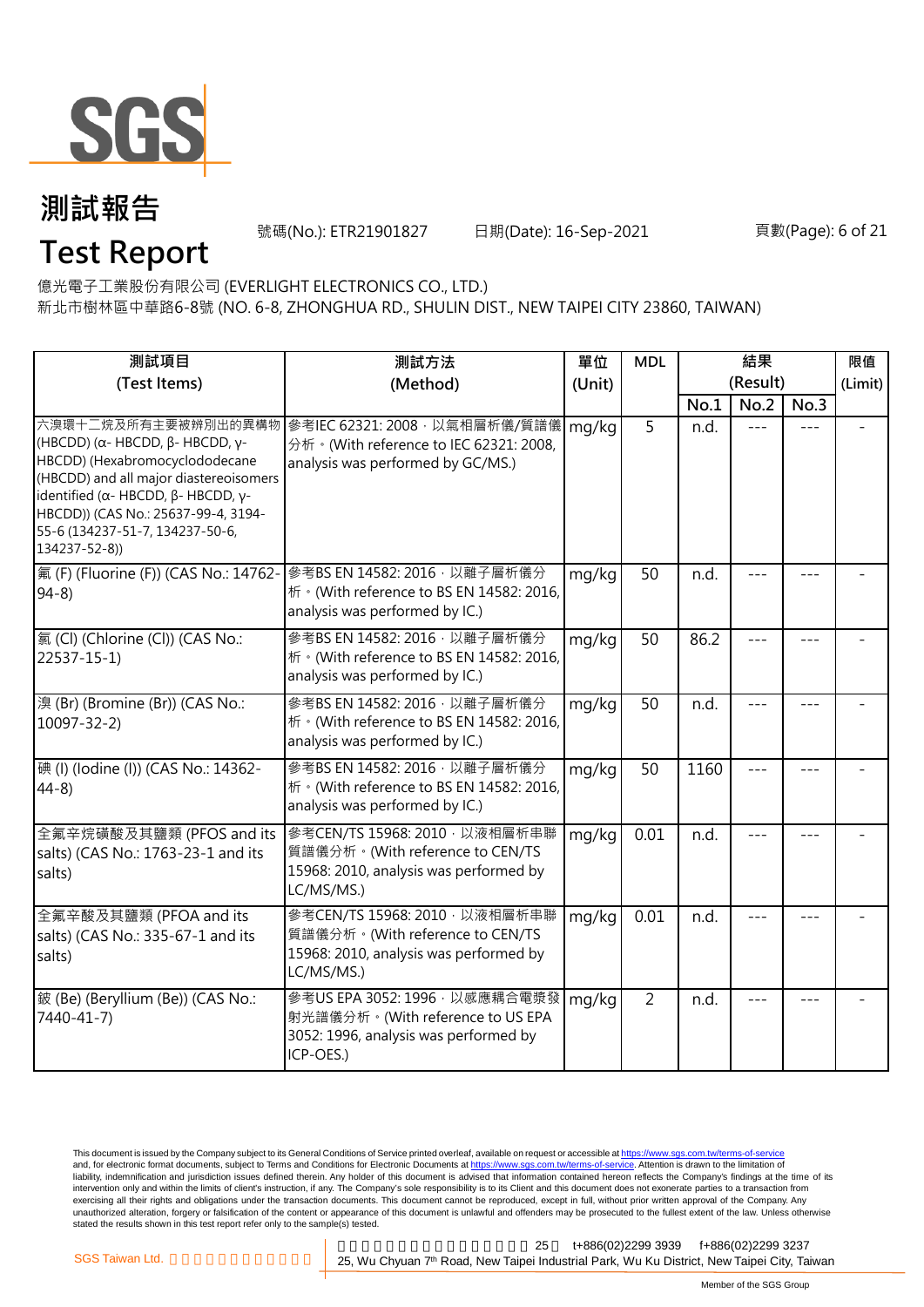# 測試報告

# Test Report

號碼(No.): ETR21901827　　日期(Date): 16-Sep-2021

億光電子工業股份有限公司 (EVERLIGHT ELECTRONICS CO., LTD.)

新北市樹林區中華路6-8號 (NO. 6-8, ZHONGHUA RD., SHULIN DIST., NEW TAIPEI CITY 23860, TAIWAN)

| 測試項目 (Test Items) | 測試方法 (Method) | 單位 (Unit) | MDL | 結果 (Result) | | | 限值 (Limit) |
|---|---|---|---|---|---|---|---|
| | | | | No.1 | No.2 | No.3 | |
| 六溴環十二烷及所有主要被辨別出的異構物 (HBCDD) (α- HBCDD, β- HBCDD, γ- HBCDD) (Hexabromocyclododecane (HBCDD) and all major diastereoisomers identified (α- HBCDD, β- HBCDD, γ- HBCDD)) (CAS No.: 25637-99-4, 3194-55-6 (134237-51-7, 134237-50-6, 134237-52-8)) | 參考IEC 62321: 2008，以氣相層析儀/質譜儀分析。(With reference to IEC 62321: 2008, analysis was performed by GC/MS.) | mg/kg | 5 | n.d. | --- | --- | - |
| 氟 (F) (Fluorine (F)) (CAS No.: 14762-94-8) | 參考BS EN 14582: 2016，以離子層析儀分析。(With reference to BS EN 14582: 2016, analysis was performed by IC.) | mg/kg | 50 | n.d. | --- | --- | - |
| 氯 (Cl) (Chlorine (Cl)) (CAS No.: 22537-15-1) | 參考BS EN 14582: 2016，以離子層析儀分析。(With reference to BS EN 14582: 2016, analysis was performed by IC.) | mg/kg | 50 | 86.2 | --- | --- | - |
| 溴 (Br) (Bromine (Br)) (CAS No.: 10097-32-2) | 參考BS EN 14582: 2016，以離子層析儀分析。(With reference to BS EN 14582: 2016, analysis was performed by IC.) | mg/kg | 50 | n.d. | --- | --- | - |
| 碘 (I) (Iodine (I)) (CAS No.: 14362-44-8) | 參考BS EN 14582: 2016，以離子層析儀分析。(With reference to BS EN 14582: 2016, analysis was performed by IC.) | mg/kg | 50 | 1160 | --- | --- | - |
| 全氟辛烷磺酸及其鹽類 (PFOS and its salts) (CAS No.: 1763-23-1 and its salts) | 參考CEN/TS 15968: 2010，以液相層析串聯質譜儀分析。(With reference to CEN/TS 15968: 2010, analysis was performed by LC/MS/MS.) | mg/kg | 0.01 | n.d. | --- | --- | - |
| 全氟辛酸及其鹽類 (PFOA and its salts) (CAS No.: 335-67-1 and its salts) | 參考CEN/TS 15968: 2010，以液相層析串聯質譜儀分析。(With reference to CEN/TS 15968: 2010, analysis was performed by LC/MS/MS.) | mg/kg | 0.01 | n.d. | --- | --- | - |
| 鈹 (Be) (Beryllium (Be)) (CAS No.: 7440-41-7) | 參考US EPA 3052: 1996，以感應耦合電漿發射光譜儀分析。(With reference to US EPA 3052: 1996, analysis was performed by ICP-OES.) | mg/kg | 2 | n.d. | --- | --- | - |

This document is issued by the Company subject to its General Conditions of Service printed overleaf, available on request or accessible at https://www.sgs.com.tw/terms-of-service and, for electronic format documents, subject to Terms and Conditions for Electronic Documents at https://www.sgs.com.tw/terms-of-service. Attention is drawn to the limitation of liability, indemnification and jurisdiction issues defined therein. Any holder of this document is advised that information contained hereon reflects the Company's findings at the time of its intervention only and within the limits of client's instruction, if any. The Company's sole responsibility is to its Client and this document does not exonerate parties to a transaction from exercising all their rights and obligations under the transaction documents. This document cannot be reproduced, except in full, without prior written approval of the Company. Any unauthorized alteration, forgery or falsification of the content or appearance of this document is unlawful and offenders may be prosecuted to the fullest extent of the law. Unless otherwise stated the results shown in this test report refer only to the sample(s) tested.

SGS Taiwan Ltd. | 25, Wu Chyuan 7th Road, New Taipei Industrial Park, Wu Ku District, New Taipei City, Taiwan | t+886(02)2299 3939 f+886(02)2299 3237

Member of the SGS Group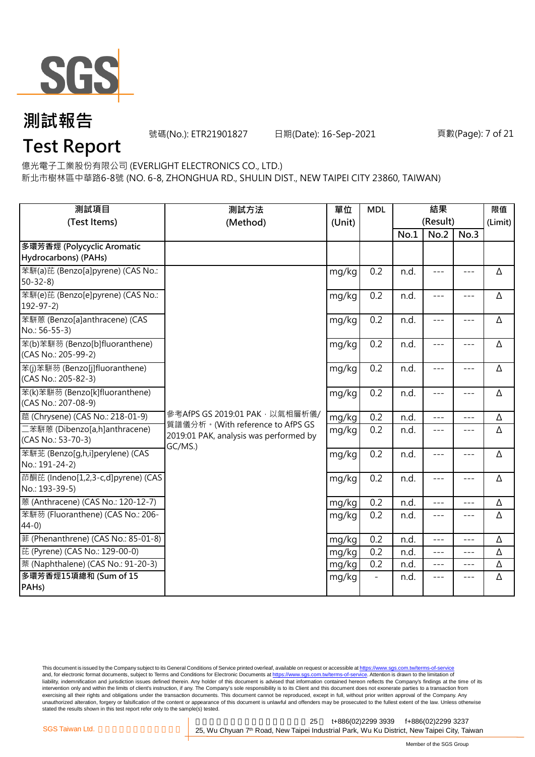# 測試報告

# Test Report

號碼(No.): ETR21901827 日期(Date): 16-Sep-2021

億光電子工業股份有限公司 (EVERLIGHT ELECTRONICS CO., LTD.)

新北市樹林區中華路6-8號 (NO. 6-8, ZHONGHUA RD., SHULIN DIST., NEW TAIPEI CITY 23860, TAIWAN)

| 測試項目 (Test Items) | 測試方法 (Method) | 單位 (Unit) | MDL | 結果 (Result) | | | 限值 (Limit) |
|---|---|---|---|---|---|---|---|
| | | | | No.1 | No.2 | No.3 | |
| **多環芳香烴 (Polycyclic Aromatic Hydrocarbons) (PAHs)** | | | | | | | |
| 苯駢(a)芘 (Benzo[a]pyrene) (CAS No.: 50-32-8) | 參考AfPS GS 2019:01 PAK，以氣相層析儀/質譜儀分析。(With reference to AfPS GS 2019:01 PAK, analysis was performed by GC/MS.) | mg/kg | 0.2 | n.d. | --- | --- | Δ |
| 苯駢(e)芘 (Benzo[e]pyrene) (CAS No.: 192-97-2) | | mg/kg | 0.2 | n.d. | --- | --- | Δ |
| 苯駢蒽 (Benzo[a]anthracene) (CAS No.: 56-55-3) | | mg/kg | 0.2 | n.d. | --- | --- | Δ |
| 苯(b)苯駢芴 (Benzo[b]fluoranthene) (CAS No.: 205-99-2) | | mg/kg | 0.2 | n.d. | --- | --- | Δ |
| 苯(j)苯駢芴 (Benzo[j]fluoranthene) (CAS No.: 205-82-3) | | mg/kg | 0.2 | n.d. | --- | --- | Δ |
| 苯(k)苯駢芴 (Benzo[k]fluoranthene) (CAS No.: 207-08-9) | | mg/kg | 0.2 | n.d. | --- | --- | Δ |
| 䓛 (Chrysene) (CAS No.: 218-01-9) | | mg/kg | 0.2 | n.d. | --- | --- | Δ |
| 二苯駢蒽 (Dibenzo[a,h]anthracene) (CAS No.: 53-70-3) | | mg/kg | 0.2 | n.d. | --- | --- | Δ |
| 苯駢苝 (Benzo[g,h,i]perylene) (CAS No.: 191-24-2) | | mg/kg | 0.2 | n.d. | --- | --- | Δ |
| 茚酮芘 (Indeno[1,2,3-c,d]pyrene) (CAS No.: 193-39-5) | | mg/kg | 0.2 | n.d. | --- | --- | Δ |
| 蒽 (Anthracene) (CAS No.: 120-12-7) | | mg/kg | 0.2 | n.d. | --- | --- | Δ |
| 苯駢芴 (Fluoranthene) (CAS No.: 206-44-0) | | mg/kg | 0.2 | n.d. | --- | --- | Δ |
| 菲 (Phenanthrene) (CAS No.: 85-01-8) | | mg/kg | 0.2 | n.d. | --- | --- | Δ |
| 芘 (Pyrene) (CAS No.: 129-00-0) | | mg/kg | 0.2 | n.d. | --- | --- | Δ |
| 萘 (Naphthalene) (CAS No.: 91-20-3) | | mg/kg | 0.2 | n.d. | --- | --- | Δ |
| **多環芳香烴15項總和 (Sum of 15 PAHs)** | | mg/kg | - | n.d. | --- | --- | Δ |

This document is issued by the Company subject to its General Conditions of Service printed overleaf, available on request or accessible at https://www.sgs.com.tw/terms-of-service and, for electronic format documents, subject to Terms and Conditions for Electronic Documents at https://www.sgs.com.tw/terms-of-service. Attention is drawn to the limitation of liability, indemnification and jurisdiction issues defined therein. Any holder of this document is advised that information contained hereon reflects the Company's findings at the time of its intervention only and within the limits of client's instruction, if any. The Company's sole responsibility is to its Client and this document does not exonerate parties to a transaction from exercising all their rights and obligations under the transaction documents. This document cannot be reproduced, except in full, without prior written approval of the Company. Any unauthorized alteration, forgery or falsification of the content or appearance of this document is unlawful and offenders may be prosecuted to the fullest extent of the law. Unless otherwise stated the results shown in this test report refer only to the sample(s) tested.

SGS Taiwan Ltd. 25, Wu Chyuan 7th Road, New Taipei Industrial Park, Wu Ku District, New Taipei City, Taiwan t+886(02)2299 3939 f+886(02)2299 3237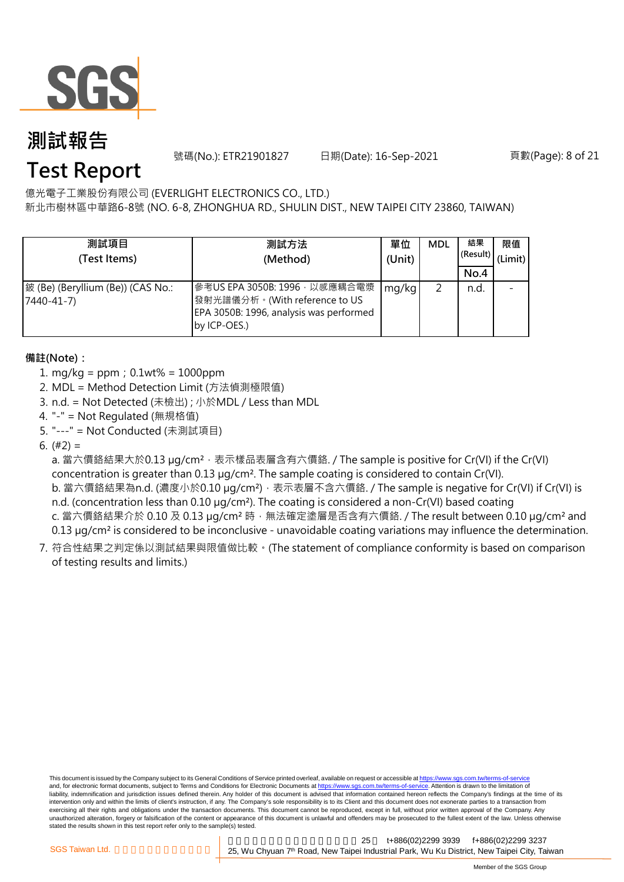# 測試報告

# Test Report

號碼(No.): ETR21901827 日期(Date): 16-Sep-2021

億光電子工業股份有限公司 (EVERLIGHT ELECTRONICS CO., LTD.)

新北市樹林區中華路6-8號 (NO. 6-8, ZHONGHUA RD., SHULIN DIST., NEW TAIPEI CITY 23860, TAIWAN)

| 測試項目 (Test Items) | 測試方法 (Method) | 單位 (Unit) | MDL | 結果 (Result) | 限值 (Limit) |
|---|---|---|---|---|---|
| | | | | No.4 | |
| 鈹 (Be) (Beryllium (Be)) (CAS No.: 7440-41-7) | 參考US EPA 3050B: 1996，以感應耦合電漿發射光譜儀分析。(With reference to US EPA 3050B: 1996, analysis was performed by ICP-OES.) | mg/kg | 2 | n.d. | - |

**備註(Note)：**

1. mg/kg = ppm；0.1wt% = 1000ppm
2. MDL = Method Detection Limit (方法偵測極限值)
3. n.d. = Not Detected (未檢出) ; 小於MDL / Less than MDL
4. "-" = Not Regulated (無規格值)
5. "---" = Not Conducted (未測試項目)
6. (#2) =

   a. 當六價鉻結果大於0.13 μg/cm²，表示樣品表層含有六價鉻. / The sample is positive for Cr(VI) if the Cr(VI) concentration is greater than 0.13 μg/cm². The sample coating is considered to contain Cr(VI).

   b. 當六價鉻結果為n.d. (濃度小於0.10 μg/cm²)，表示表層不含六價鉻. / The sample is negative for Cr(VI) if Cr(VI) is n.d. (concentration less than 0.10 μg/cm²). The coating is considered a non-Cr(VI) based coating

   c. 當六價鉻結果介於 0.10 及 0.13 μg/cm² 時，無法確定塗層是否含有六價鉻. / The result between 0.10 μg/cm² and 0.13 μg/cm² is considered to be inconclusive - unavoidable coating variations may influence the determination.
7. 符合性結果之判定係以測試結果與限值做比較。(The statement of compliance conformity is based on comparison of testing results and limits.)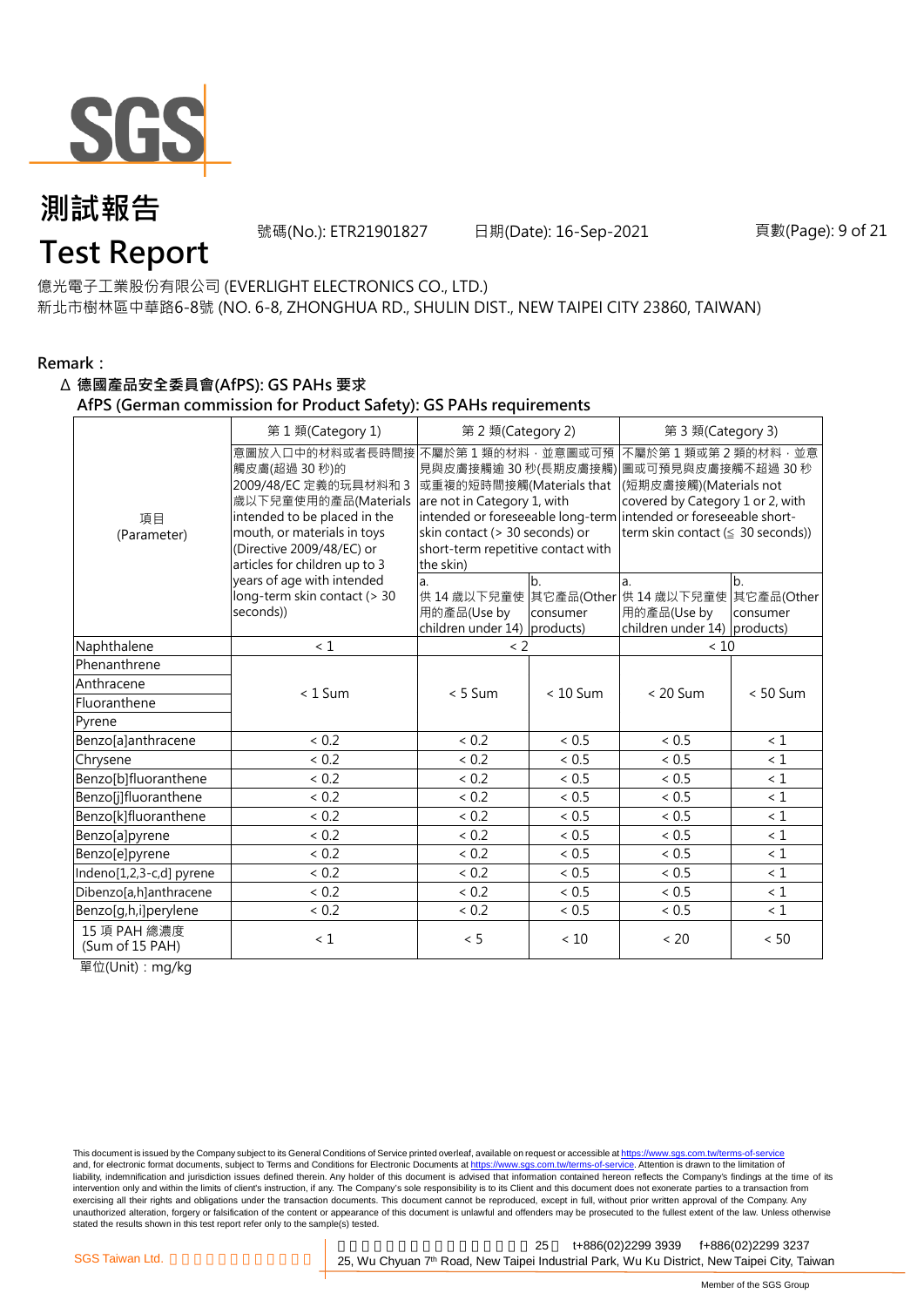# 測試報告
# Test Report

號碼(No.): ETR21901827　　日期(Date): 16-Sep-2021

億光電子工業股份有限公司 (EVERLIGHT ELECTRONICS CO., LTD.)
新北市樹林區中華路6-8號 (NO. 6-8, ZHONGHUA RD., SHULIN DIST., NEW TAIPEI CITY 23860, TAIWAN)

**Remark：**

**Δ 德國產品安全委員會(AfPS): GS PAHs 要求**
**AfPS (German commission for Product Safety): GS PAHs requirements**

| 項目 (Parameter) | 第 1 類(Category 1) | 第 2 類(Category 2) | | 第 3 類(Category 3) | |
|---|---|---|---|---|---|
| | 意圖放入口中的材料或者長時間接觸皮膚(超過 30 秒)的 2009/48/EC 定義的玩具材料和 3 歲以下兒童使用的產品(Materials intended to be placed in the mouth, or materials in toys (Directive 2009/48/EC) or articles for children up to 3 years of age with intended long-term skin contact (> 30 seconds)) | 不屬於第 1 類的材料，並意圖或可預見與皮膚接觸逾 30 秒(長期皮膚接觸)或重複的短時間接觸(Materials that are not in Category 1, with intended or foreseeable long-term skin contact (> 30 seconds) or short-term repetitive contact with the skin) | | 不屬於第 1 類或第 2 類的材料，並意圖或可預見與皮膚接觸不超過 30 秒(短期皮膚接觸)(Materials not covered by Category 1 or 2, with intended or foreseeable short-term skin contact (≦ 30 seconds)) | |
| | | a. 供 14 歲以下兒童使用的產品(Use by children under 14) | b. 其它產品(Other consumer products) | a. 供 14 歲以下兒童使用的產品(Use by children under 14) | b. 其它產品(Other consumer products) |
| Naphthalene | < 1 | < 2 | | < 10 | |
| Phenanthrene | < 1 Sum | < 5 Sum | < 10 Sum | < 20 Sum | < 50 Sum |
| Anthracene | | | | | |
| Fluoranthene | | | | | |
| Pyrene | | | | | |
| Benzo[a]anthracene | < 0.2 | < 0.2 | < 0.5 | < 0.5 | < 1 |
| Chrysene | < 0.2 | < 0.2 | < 0.5 | < 0.5 | < 1 |
| Benzo[b]fluoranthene | < 0.2 | < 0.2 | < 0.5 | < 0.5 | < 1 |
| Benzo[j]fluoranthene | < 0.2 | < 0.2 | < 0.5 | < 0.5 | < 1 |
| Benzo[k]fluoranthene | < 0.2 | < 0.2 | < 0.5 | < 0.5 | < 1 |
| Benzo[a]pyrene | < 0.2 | < 0.2 | < 0.5 | < 0.5 | < 1 |
| Benzo[e]pyrene | < 0.2 | < 0.2 | < 0.5 | < 0.5 | < 1 |
| Indeno[1,2,3-c,d] pyrene | < 0.2 | < 0.2 | < 0.5 | < 0.5 | < 1 |
| Dibenzo[a,h]anthracene | < 0.2 | < 0.2 | < 0.5 | < 0.5 | < 1 |
| Benzo[g,h,i]perylene | < 0.2 | < 0.2 | < 0.5 | < 0.5 | < 1 |
| 15 項 PAH 總濃度 (Sum of 15 PAH) | < 1 | < 5 | < 10 | < 20 | < 50 |

單位(Unit)：mg/kg

This document is issued by the Company subject to its General Conditions of Service printed overleaf, available on request or accessible at https://www.sgs.com.tw/terms-of-service and, for electronic format documents, subject to Terms and Conditions for Electronic Documents at https://www.sgs.com.tw/terms-of-service. Attention is drawn to the limitation of liability, indemnification and jurisdiction issues defined therein. Any holder of this document is advised that information contained hereon reflects the Company's findings at the time of its intervention only and within the limits of client's instruction, if any. The Company's sole responsibility is to its Client and this document does not exonerate parties to a transaction from exercising all their rights and obligations under the transaction documents. This document cannot be reproduced, except in full, without prior written approval of the Company. Any unauthorized alteration, forgery or falsification of the content or appearance of this document is unlawful and offenders may be prosecuted to the fullest extent of the law. Unless otherwise stated the results shown in this test report refer only to the sample(s) tested.

SGS Taiwan Ltd. 25, Wu Chyuan 7th Road, New Taipei Industrial Park, Wu Ku District, New Taipei City, Taiwan　t+886(02)2299 3939　f+886(02)2299 3237

Member of the SGS Group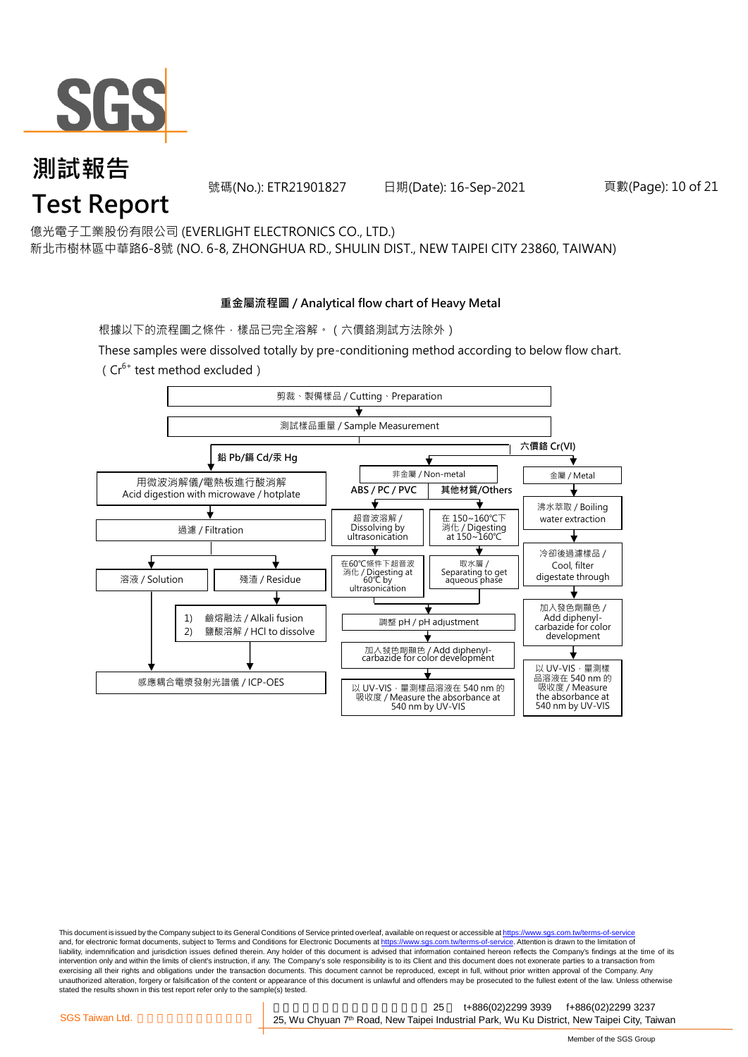# 測試報告
# Test Report

號碼(No.): ETR21901827　　日期(Date): 16-Sep-2021

億光電子工業股份有限公司 (EVERLIGHT ELECTRONICS CO., LTD.)
新北市樹林區中華路6-8號 (NO. 6-8, ZHONGHUA RD., SHULIN DIST., NEW TAIPEI CITY 23860, TAIWAN)

**重金屬流程圖 / Analytical flow chart of Heavy Metal**

根據以下的流程圖之條件，樣品已完全溶解。（六價鉻測試方法除外）

These samples were dissolved totally by pre-conditioning method according to below flow chart.
（$Cr^{6+}$ test method excluded）

剪裁、製備樣品 / Cutting、Preparation
↓
測試樣品重量 / Sample Measurement

**鉛 Pb/鎘 Cd/汞 Hg**
- 用微波消解儀/電熱板進行酸消解 / Acid digestion with microwave / hotplate
- ↓ 過濾 / Filtration
- ↓ 溶液 / Solution → 感應耦合電漿發射光譜儀 / ICP-OES
- ↓ 殘渣 / Residue
  - 1) 鹼熔融法 / Alkali fusion
  - 2) 鹽酸溶解 / HCl to dissolve
  - ↓ 感應耦合電漿發射光譜儀 / ICP-OES

**六價鉻 Cr(VI)**

非金屬 / Non-metal
- **ABS / PC / PVC**
  - 超音波溶解 / Dissolving by ultrasonication
  - ↓ 在60℃條件下超音波消化 / Digesting at 60℃ by ultrasonication
- **其他材質/Others**
  - 在 150~160℃下消化 / Digesting at 150~160℃
  - ↓ 取水層 / Separating to get aqueous phase
- ↓ 調整 pH / pH adjustment
- ↓ 加入發色劑顯色 / Add diphenyl-carbazide for color development
- ↓ 以 UV-VIS，量測樣品溶液在 540 nm 的吸收度 / Measure the absorbance at 540 nm by UV-VIS

金屬 / Metal
- 沸水萃取 / Boiling water extraction
- ↓ 冷卻後過濾樣品 / Cool, filter digestate through
- ↓ 加入發色劑顯色 / Add diphenyl-carbazide for color development
- ↓ 以 UV-VIS，量測樣品溶液在 540 nm 的吸收度 / Measure the absorbance at 540 nm by UV-VIS

This document is issued by the Company subject to its General Conditions of Service printed overleaf, available on request or accessible at https://www.sgs.com.tw/terms-of-service and, for electronic format documents, subject to Terms and Conditions for Electronic Documents at https://www.sgs.com.tw/terms-of-service. Attention is drawn to the limitation of liability, indemnification and jurisdiction issues defined therein. Any holder of this document is advised that information contained hereon reflects the Company's findings at the time of its intervention only and within the limits of client's instruction, if any. The Company's sole responsibility is to its Client and this document does not exonerate parties to a transaction from exercising all their rights and obligations under the transaction documents. This document cannot be reproduced, except in full, without prior written approval of the Company. Any unauthorized alteration, forgery or falsification of the content or appearance of this document is unlawful and offenders may be prosecuted to the fullest extent of the law. Unless otherwise stated the results shown in this test report refer only to the sample(s) tested.

SGS Taiwan Ltd. | 25, Wu Chyuan 7th Road, New Taipei Industrial Park, Wu Ku District, New Taipei City, Taiwan | t+886(02)2299 3939 f+886(02)2299 3237

Member of the SGS Group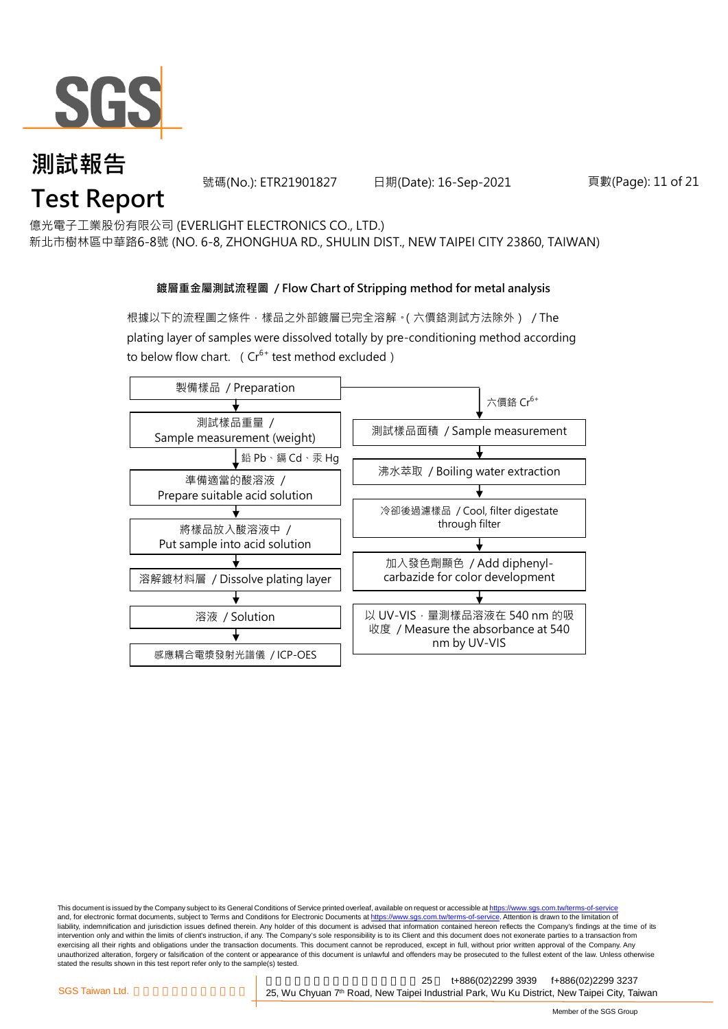# 測試報告

# Test Report

號碼(No.): ETR21901827　　日期(Date): 16-Sep-2021

億光電子工業股份有限公司 (EVERLIGHT ELECTRONICS CO., LTD.)

新北市樹林區中華路6-8號 (NO. 6-8, ZHONGHUA RD., SHULIN DIST., NEW TAIPEI CITY 23860, TAIWAN)

**鍍層重金屬測試流程圖 / Flow Chart of Stripping method for metal analysis**

根據以下的流程圖之條件，樣品之外部鍍層已完全溶解。( 六價鉻測試方法除外 ) / The plating layer of samples were dissolved totally by pre-conditioning method according to below flow chart. ( $Cr^{6+}$ test method excluded )

製備樣品 / Preparation

**鉛 Pb、鎘 Cd、汞 Hg:**

1. 測試樣品重量 / Sample measurement (weight)
2. 準備適當的酸溶液 / Prepare suitable acid solution
3. 將樣品放入酸溶液中 / Put sample into acid solution
4. 溶解鍍材料層 / Dissolve plating layer
5. 溶液 / Solution
6. 感應耦合電漿發射光譜儀 / ICP-OES

**六價鉻 $Cr^{6+}$:**

1. 測試樣品面積 / Sample measurement
2. 沸水萃取 / Boiling water extraction
3. 冷卻後過濾樣品 / Cool, filter digestate through filter
4. 加入發色劑顯色 / Add diphenyl-carbazide for color development
5. 以 UV-VIS，量測樣品溶液在 540 nm 的吸收度 / Measure the absorbance at 540 nm by UV-VIS

This document is issued by the Company subject to its General Conditions of Service printed overleaf, available on request or accessible at https://www.sgs.com.tw/terms-of-service and, for electronic format documents, subject to Terms and Conditions for Electronic Documents at https://www.sgs.com.tw/terms-of-service. Attention is drawn to the limitation of liability, indemnification and jurisdiction issues defined therein. Any holder of this document is advised that information contained hereon reflects the Company's findings at the time of its intervention only and within the limits of client's instruction, if any. The Company's sole responsibility is to its Client and this document does not exonerate parties to a transaction from exercising all their rights and obligations under the transaction documents. This document cannot be reproduced, except in full, without prior written approval of the Company. Any unauthorized alteration, forgery or falsification of the content or appearance of this document is unlawful and offenders may be prosecuted to the fullest extent of the law. Unless otherwise stated the results shown in this test report refer only to the sample(s) tested.

SGS Taiwan Ltd. | 25, Wu Chyuan 7th Road, New Taipei Industrial Park, Wu Ku District, New Taipei City, Taiwan | t+886(02)2299 3939 | f+886(02)2299 3237

Member of the SGS Group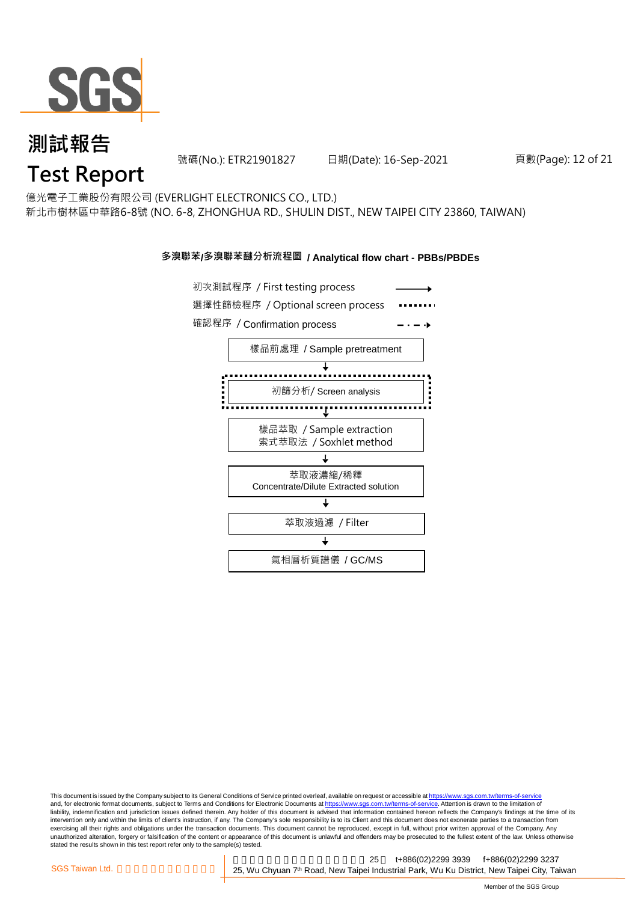# 測試報告
# Test Report

號碼(No.): ETR21901827 日期(Date): 16-Sep-2021

億光電子工業股份有限公司 (EVERLIGHT ELECTRONICS CO., LTD.)
新北市樹林區中華路6-8號 (NO. 6-8, ZHONGHUA RD., SHULIN DIST., NEW TAIPEI CITY 23860, TAIWAN)

## 多溴聯苯/多溴聯苯醚分析流程圖 / Analytical flow chart - PBBs/PBDEs

初次測試程序 / First testing process →
選擇性篩檢程序 / Optional screen process ········
確認程序 / Confirmation process – · – ·▸

樣品前處理 / Sample pretreatment
↓
初篩分析/ Screen analysis
↓
樣品萃取 / Sample extraction
索式萃取法 / Soxhlet method
↓
萃取液濃縮/稀釋
Concentrate/Dilute Extracted solution
↓
萃取液過濾 / Filter
↓
氣相層析質譜儀 / GC/MS

This document is issued by the Company subject to its General Conditions of Service printed overleaf, available on request or accessible at https://www.sgs.com.tw/terms-of-service and, for electronic format documents, subject to Terms and Conditions for Electronic Documents at https://www.sgs.com.tw/terms-of-service. Attention is drawn to the limitation of liability, indemnification and jurisdiction issues defined therein. Any holder of this document is advised that information contained hereon reflects the Company's findings at the time of its intervention only and within the limits of client's instruction, if any. The Company's sole responsibility is to its Client and this document does not exonerate parties to a transaction from exercising all their rights and obligations under the transaction documents. This document cannot be reproduced, except in full, without prior written approval of the Company. Any unauthorized alteration, forgery or falsification of the content or appearance of this document is unlawful and offenders may be prosecuted to the fullest extent of the law. Unless otherwise stated the results shown in this test report refer only to the sample(s) tested.

SGS Taiwan Ltd. 25 t+886(02)2299 3939 f+886(02)2299 3237
25, Wu Chyuan 7th Road, New Taipei Industrial Park, Wu Ku District, New Taipei City, Taiwan

Member of the SGS Group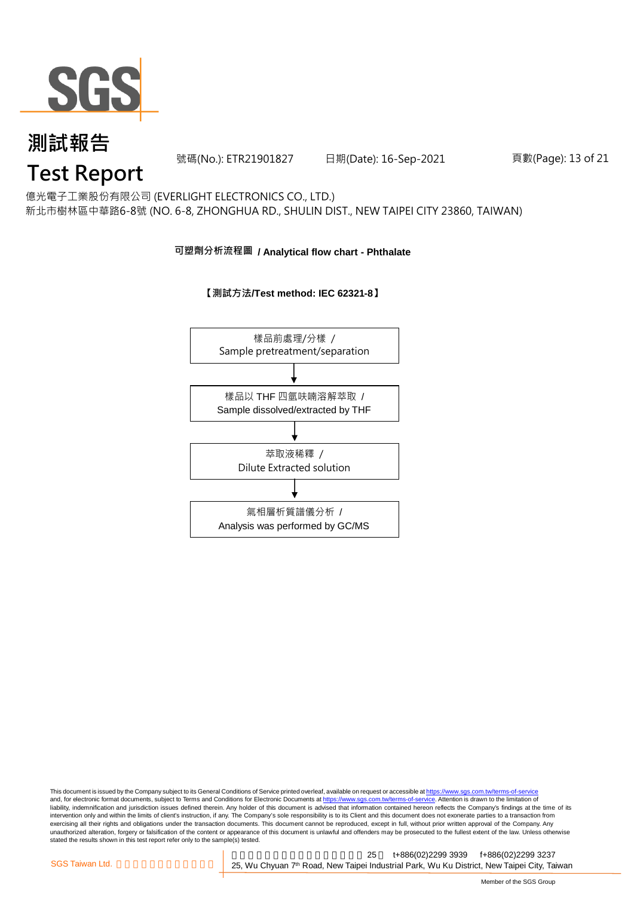# 測試報告
# Test Report

號碼(No.): ETR21901827　日期(Date): 16-Sep-2021

億光電子工業股份有限公司 (EVERLIGHT ELECTRONICS CO., LTD.)
新北市樹林區中華路6-8號 (NO. 6-8, ZHONGHUA RD., SHULIN DIST., NEW TAIPEI CITY 23860, TAIWAN)

## 可塑劑分析流程圖 / Analytical flow chart - Phthalate

**【測試方法/Test method: IEC 62321-8】**

樣品前處理/分樣 /
Sample pretreatment/separation

↓

樣品以 THF 四氫呋喃溶解萃取 /
Sample dissolved/extracted by THF

↓

萃取液稀釋 /
Dilute Extracted solution

↓

氣相層析質譜儀分析 /
Analysis was performed by GC/MS

This document is issued by the Company subject to its General Conditions of Service printed overleaf, available on request or accessible at https://www.sgs.com.tw/terms-of-service and, for electronic format documents, subject to Terms and Conditions for Electronic Documents at https://www.sgs.com.tw/terms-of-service. Attention is drawn to the limitation of liability, indemnification and jurisdiction issues defined therein. Any holder of this document is advised that information contained hereon reflects the Company's findings at the time of its intervention only and within the limits of client's instruction, if any. The Company's sole responsibility is to its Client and this document does not exonerate parties to a transaction from exercising all their rights and obligations under the transaction documents. This document cannot be reproduced, except in full, without prior written approval of the Company. Any unauthorized alteration, forgery or falsification of the content or appearance of this document is unlawful and offenders may be prosecuted to the fullest extent of the law. Unless otherwise stated the results shown in this test report refer only to the sample(s) tested.

SGS Taiwan Ltd. | 25, Wu Chyuan 7th Road, New Taipei Industrial Park, Wu Ku District, New Taipei City, Taiwan | t+886(02)2299 3939 | f+886(02)2299 3237

Member of the SGS Group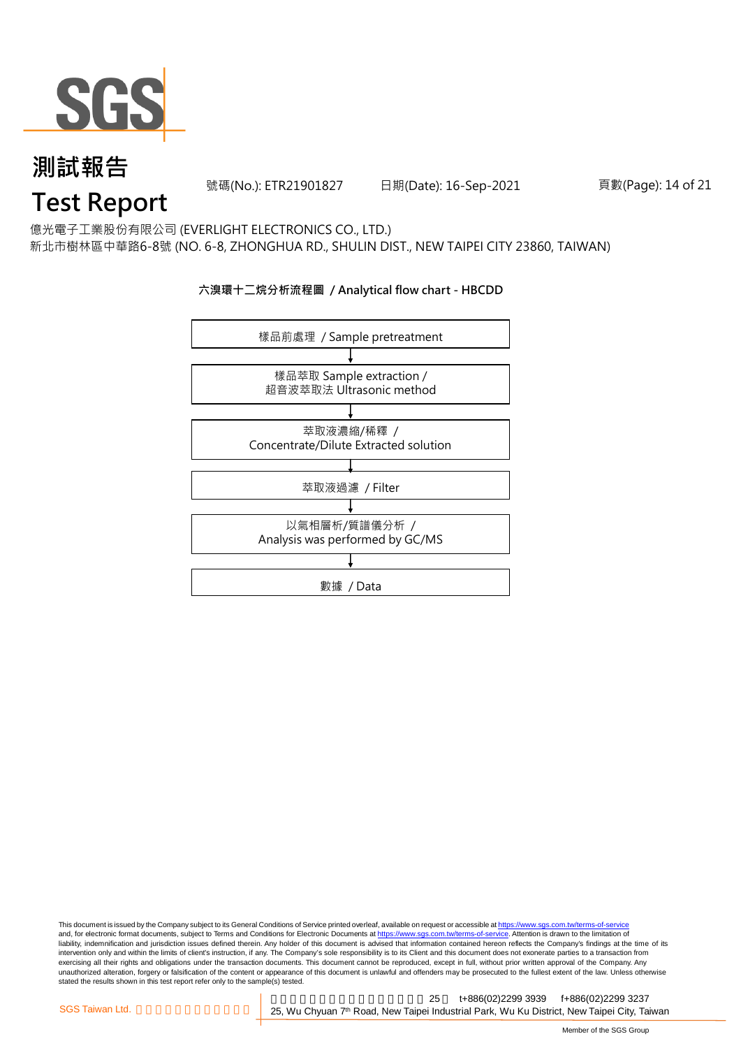# 測試報告
# Test Report

號碼(No.): ETR21901827　　日期(Date): 16-Sep-2021

億光電子工業股份有限公司 (EVERLIGHT ELECTRONICS CO., LTD.)
新北市樹林區中華路6-8號 (NO. 6-8, ZHONGHUA RD., SHULIN DIST., NEW TAIPEI CITY 23860, TAIWAN)

**六溴環十二烷分析流程圖 / Analytical flow chart - HBCDD**

樣品前處理 / Sample pretreatment

↓

樣品萃取 Sample extraction /
超音波萃取法 Ultrasonic method

↓

萃取液濃縮/稀釋 /
Concentrate/Dilute Extracted solution

↓

萃取液過濾 / Filter

↓

以氣相層析/質譜儀分析 /
Analysis was performed by GC/MS

↓

數據 / Data

This document is issued by the Company subject to its General Conditions of Service printed overleaf, available on request or accessible at https://www.sgs.com.tw/terms-of-service and, for electronic format documents, subject to Terms and Conditions for Electronic Documents at https://www.sgs.com.tw/terms-of-service. Attention is drawn to the limitation of liability, indemnification and jurisdiction issues defined therein. Any holder of this document is advised that information contained hereon reflects the Company's findings at the time of its intervention only and within the limits of client's instruction, if any. The Company's sole responsibility is to its Client and this document does not exonerate parties to a transaction from exercising all their rights and obligations under the transaction documents. This document cannot be reproduced, except in full, without prior written approval of the Company. Any unauthorized alteration, forgery or falsification of the content or appearance of this document is unlawful and offenders may be prosecuted to the fullest extent of the law. Unless otherwise stated the results shown in this test report refer only to the sample(s) tested.

SGS Taiwan Ltd. | 25, Wu Chyuan 7th Road, New Taipei Industrial Park, Wu Ku District, New Taipei City, Taiwan | t+886(02)2299 3939 f+886(02)2299 3237

Member of the SGS Group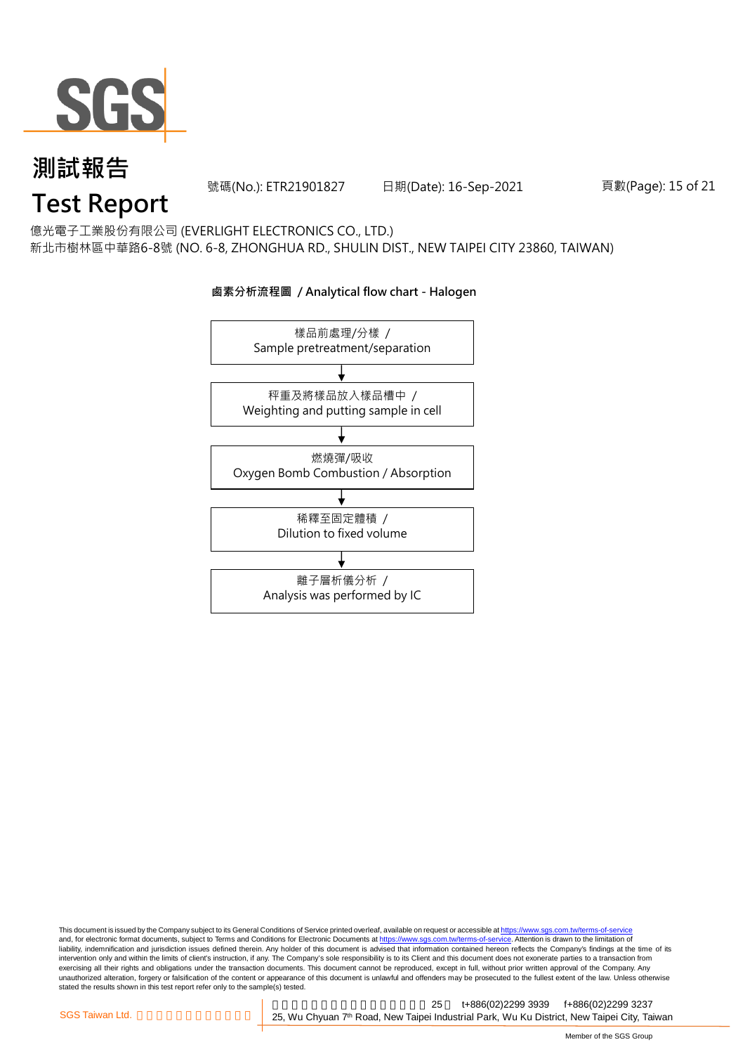# 測試報告
# Test Report

號碼(No.): ETR21901827　　日期(Date): 16-Sep-2021

億光電子工業股份有限公司 (EVERLIGHT ELECTRONICS CO., LTD.)
新北市樹林區中華路6-8號 (NO. 6-8, ZHONGHUA RD., SHULIN DIST., NEW TAIPEI CITY 23860, TAIWAN)

**鹵素分析流程圖 / Analytical flow chart - Halogen**

樣品前處理/分樣 / Sample pretreatment/separation

↓

秤重及將樣品放入樣品槽中 / Weighting and putting sample in cell

↓

燃燒彈/吸收 / Oxygen Bomb Combustion / Absorption

↓

稀釋至固定體積 / Dilution to fixed volume

↓

離子層析儀分析 / Analysis was performed by IC

This document is issued by the Company subject to its General Conditions of Service printed overleaf, available on request or accessible at https://www.sgs.com.tw/terms-of-service and, for electronic format documents, subject to Terms and Conditions for Electronic Documents at https://www.sgs.com.tw/terms-of-service. Attention is drawn to the limitation of liability, indemnification and jurisdiction issues defined therein. Any holder of this document is advised that information contained hereon reflects the Company's findings at the time of its intervention only and within the limits of client's instruction, if any. The Company's sole responsibility is to its Client and this document does not exonerate parties to a transaction from exercising all their rights and obligations under the transaction documents. This document cannot be reproduced, except in full, without prior written approval of the Company. Any unauthorized alteration, forgery or falsification of the content or appearance of this document is unlawful and offenders may be prosecuted to the fullest extent of the law. Unless otherwise stated the results shown in this test report refer only to the sample(s) tested.

SGS Taiwan Ltd. 　25, Wu Chyuan 7th Road, New Taipei Industrial Park, Wu Ku District, New Taipei City, Taiwan　t+886(02)2299 3939　f+886(02)2299 3237

Member of the SGS Group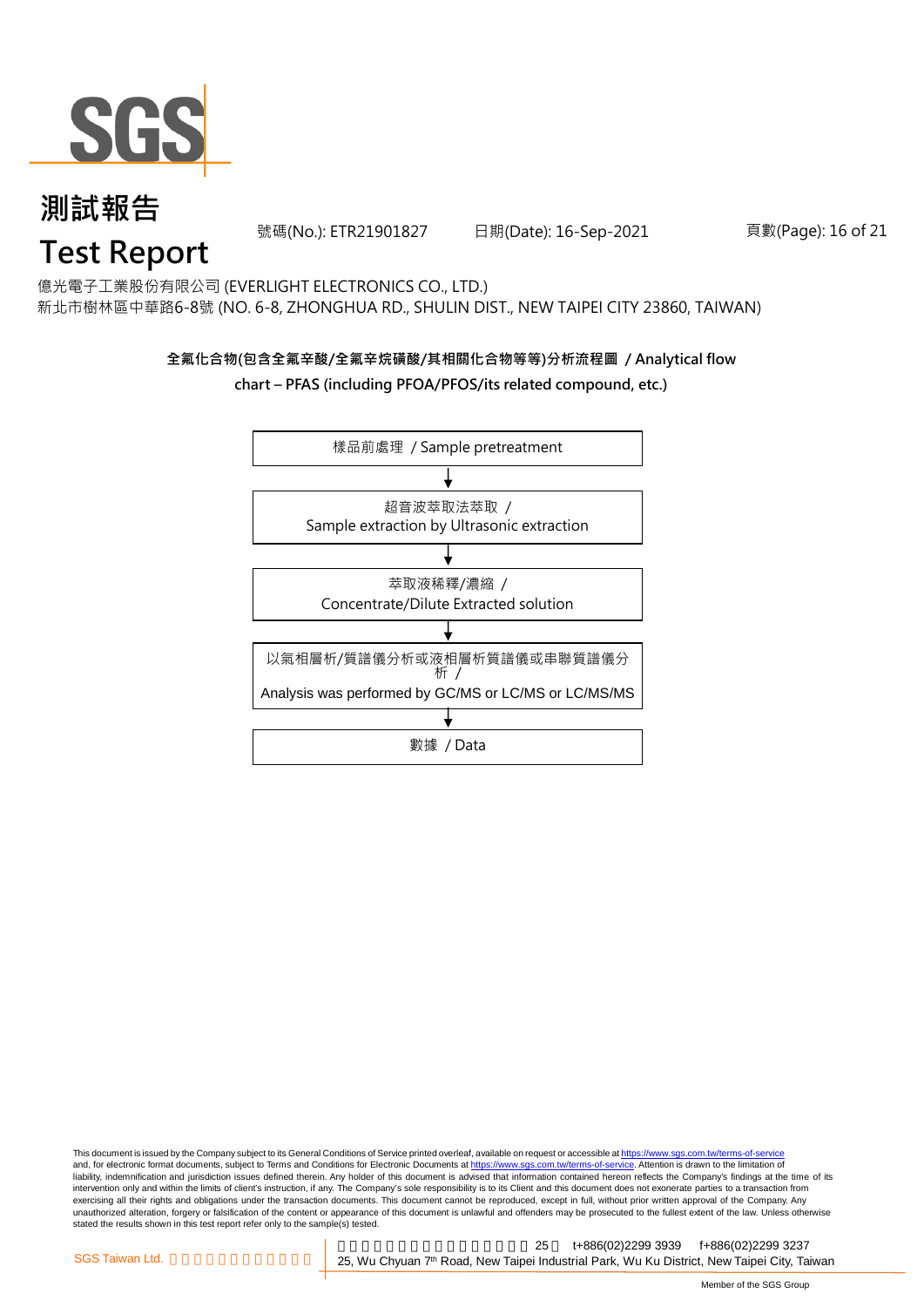# 測試報告

# Test Report

號碼(No.): ETR21901827　　日期(Date): 16-Sep-2021

億光電子工業股份有限公司 (EVERLIGHT ELECTRONICS CO., LTD.)
新北市樹林區中華路6-8號 (NO. 6-8, ZHONGHUA RD., SHULIN DIST., NEW TAIPEI CITY 23860, TAIWAN)

**全氟化合物(包含全氟辛酸/全氟辛烷磺酸/其相關化合物等等)分析流程圖 / Analytical flow chart – PFAS (including PFOA/PFOS/its related compound, etc.)**

樣品前處理 / Sample pretreatment

↓

超音波萃取法萃取 / Sample extraction by Ultrasonic extraction

↓

萃取液稀釋/濃縮 / Concentrate/Dilute Extracted solution

↓

以氣相層析/質譜儀分析或液相層析質譜儀或串聯質譜儀分析 / Analysis was performed by GC/MS or LC/MS or LC/MS/MS

↓

數據 / Data

This document is issued by the Company subject to its General Conditions of Service printed overleaf, available on request or accessible at https://www.sgs.com.tw/terms-of-service and, for electronic format documents, subject to Terms and Conditions for Electronic Documents at https://www.sgs.com.tw/terms-of-service. Attention is drawn to the limitation of liability, indemnification and jurisdiction issues defined therein. Any holder of this document is advised that information contained hereon reflects the Company's findings at the time of its intervention only and within the limits of client's instruction, if any. The Company's sole responsibility is to its Client and this document does not exonerate parties to a transaction from exercising all their rights and obligations under the transaction documents. This document cannot be reproduced, except in full, without prior written approval of the Company. Any unauthorized alteration, forgery or falsification of the content or appearance of this document is unlawful and offenders may be prosecuted to the fullest extent of the law. Unless otherwise stated the results shown in this test report refer only to the sample(s) tested.

SGS Taiwan Ltd. 25, Wu Chyuan 7th Road, New Taipei Industrial Park, Wu Ku District, New Taipei City, Taiwan t+886(02)2299 3939 f+886(02)2299 3237

Member of the SGS Group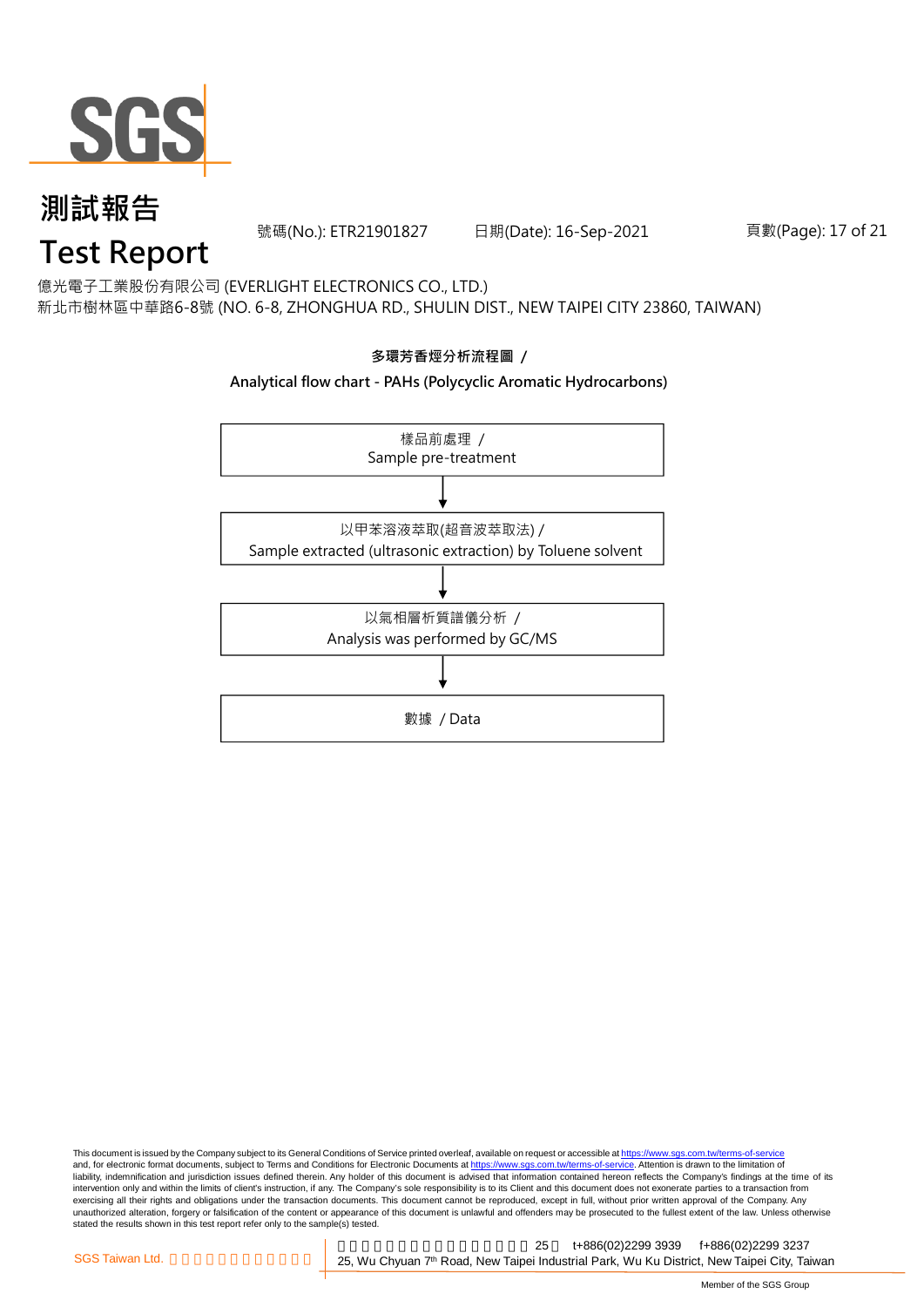# 測試報告

# Test Report

號碼(No.): ETR21901827　　日期(Date): 16-Sep-2021

億光電子工業股份有限公司 (EVERLIGHT ELECTRONICS CO., LTD.)
新北市樹林區中華路6-8號 (NO. 6-8, ZHONGHUA RD., SHULIN DIST., NEW TAIPEI CITY 23860, TAIWAN)

**多環芳香烴分析流程圖 /**

**Analytical flow chart - PAHs (Polycyclic Aromatic Hydrocarbons)**

樣品前處理 /
Sample pre-treatment

↓

以甲苯溶液萃取(超音波萃取法) /
Sample extracted (ultrasonic extraction) by Toluene solvent

↓

以氣相層析質譜儀分析 /
Analysis was performed by GC/MS

↓

數據 / Data

This document is issued by the Company subject to its General Conditions of Service printed overleaf, available on request or accessible at https://www.sgs.com.tw/terms-of-service and, for electronic format documents, subject to Terms and Conditions for Electronic Documents at https://www.sgs.com.tw/terms-of-service. Attention is drawn to the limitation of liability, indemnification and jurisdiction issues defined therein. Any holder of this document is advised that information contained hereon reflects the Company's findings at the time of its intervention only and within the limits of client's instruction, if any. The Company's sole responsibility is to its Client and this document does not exonerate parties to a transaction from exercising all their rights and obligations under the transaction documents. This document cannot be reproduced, except in full, without prior written approval of the Company. Any unauthorized alteration, forgery or falsification of the content or appearance of this document is unlawful and offenders may be prosecuted to the fullest extent of the law. Unless otherwise stated the results shown in this test report refer only to the sample(s) tested.

SGS Taiwan Ltd.　25　t+886(02)2299 3939　f+886(02)2299 3237
25, Wu Chyuan 7th Road, New Taipei Industrial Park, Wu Ku District, New Taipei City, Taiwan

Member of the SGS Group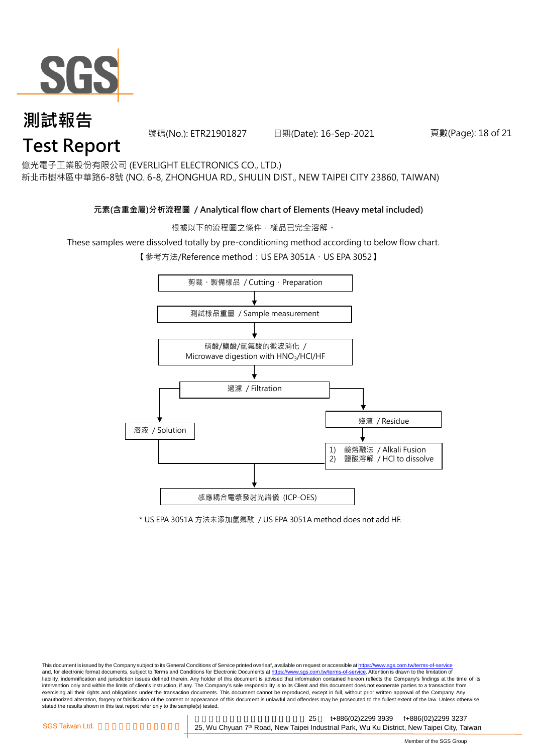# 測試報告

# Test Report

號碼(No.): ETR21901827　　日期(Date): 16-Sep-2021

億光電子工業股份有限公司 (EVERLIGHT ELECTRONICS CO., LTD.)

新北市樹林區中華路6-8號 (NO. 6-8, ZHONGHUA RD., SHULIN DIST., NEW TAIPEI CITY 23860, TAIWAN)

**元素(含重金屬)分析流程圖 / Analytical flow chart of Elements (Heavy metal included)**

根據以下的流程圖之條件，樣品已完全溶解。

These samples were dissolved totally by pre-conditioning method according to below flow chart.

【參考方法/Reference method：US EPA 3051A、US EPA 3052】

剪裁、製備樣品 / Cutting、Preparation

↓

測試樣品重量 / Sample measurement

↓

硝酸/鹽酸/氫氟酸的微波消化 / Microwave digestion with $HNO_3$/HCl/HF

↓

過濾 / Filtration

- → 溶液 / Solution
- → 殘渣 / Residue → 1) 鹼熔融法 / Alkali Fusion 2) 鹽酸溶解 / HCl to dissolve

↓

感應耦合電漿發射光譜儀 (ICP-OES)

\* US EPA 3051A 方法未添加氫氟酸 / US EPA 3051A method does not add HF.

This document is issued by the Company subject to its General Conditions of Service printed overleaf, available on request or accessible at https://www.sgs.com.tw/terms-of-service and, for electronic format documents, subject to Terms and Conditions for Electronic Documents at https://www.sgs.com.tw/terms-of-service. Attention is drawn to the limitation of liability, indemnification and jurisdiction issues defined therein. Any holder of this document is advised that information contained hereon reflects the Company's findings at the time of its intervention only and within the limits of client's instruction, if any. The Company's sole responsibility is to its Client and this document does not exonerate parties to a transaction from exercising all their rights and obligations under the transaction documents. This document cannot be reproduced, except in full, without prior written approval of the Company. Any unauthorized alteration, forgery or falsification of the content or appearance of this document is unlawful and offenders may be prosecuted to the fullest extent of the law. Unless otherwise stated the results shown in this test report refer only to the sample(s) tested.

SGS Taiwan Ltd.　25, Wu Chyuan 7th Road, New Taipei Industrial Park, Wu Ku District, New Taipei City, Taiwan　t+886(02)2299 3939　f+886(02)2299 3237

Member of the SGS Group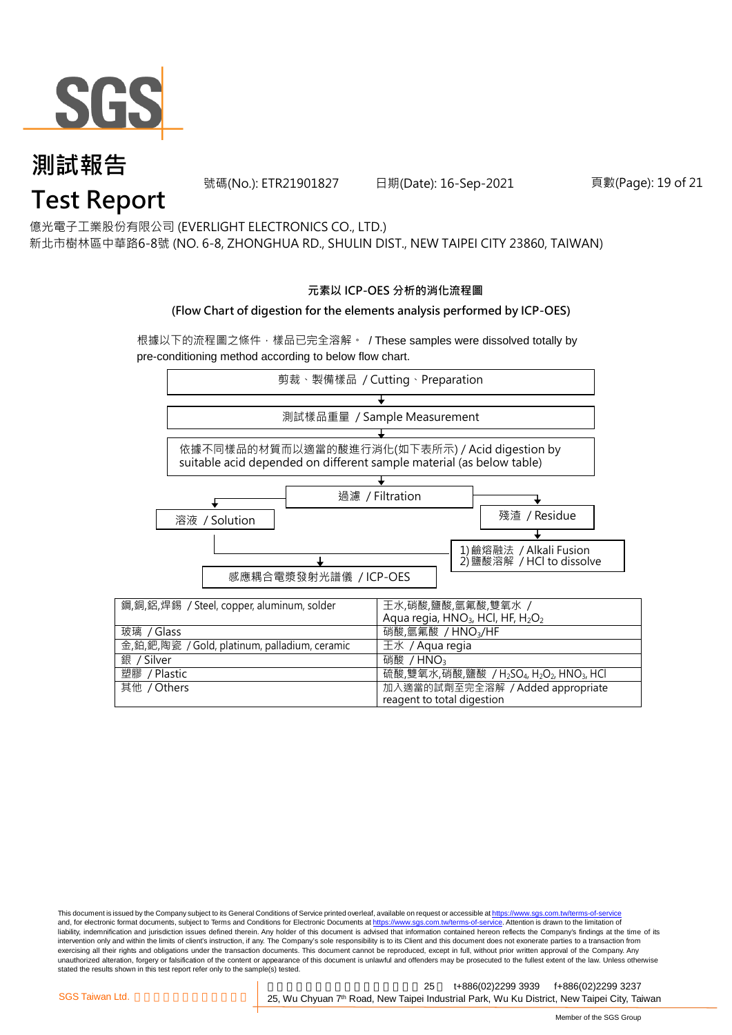# 測試報告

# Test Report

號碼(No.): ETR21901827 日期(Date): 16-Sep-2021

億光電子工業股份有限公司 (EVERLIGHT ELECTRONICS CO., LTD.)
新北市樹林區中華路6-8號 (NO. 6-8, ZHONGHUA RD., SHULIN DIST., NEW TAIPEI CITY 23860, TAIWAN)

**元素以 ICP-OES 分析的消化流程圖**

**(Flow Chart of digestion for the elements analysis performed by ICP-OES)**

根據以下的流程圖之條件，樣品已完全溶解。 / These samples were dissolved totally by pre-conditioning method according to below flow chart.

剪裁、製備樣品 / Cutting、Preparation

↓

測試樣品重量 / Sample Measurement

↓

依據不同樣品的材質而以適當的酸進行消化(如下表所示) / Acid digestion by suitable acid depended on different sample material (as below table)

↓

過濾 / Filtration

- 溶液 / Solution → 感應耦合電漿發射光譜儀 / ICP-OES
- 殘渣 / Residue → 1) 鹼熔融法 / Alkali Fusion 2) 鹽酸溶解 / HCl to dissolve → 感應耦合電漿發射光譜儀 / ICP-OES

| 材質 / Material | 酸 / Acid |
|---|---|
| 鋼,銅,鋁,焊錫 / Steel, copper, aluminum, solder | 王水,硝酸,鹽酸,氫氟酸,雙氧水 / Aqua regia, $HNO_3$, HCl, HF, $H_2O_2$ |
| 玻璃 / Glass | 硝酸,氫氟酸 / $HNO_3$/HF |
| 金,鉑,鈀,陶瓷 / Gold, platinum, palladium, ceramic | 王水 / Aqua regia |
| 銀 / Silver | 硝酸 / $HNO_3$ |
| 塑膠 / Plastic | 硫酸,雙氧水,硝酸,鹽酸 / $H_2SO_4$, $H_2O_2$, $HNO_3$, HCl |
| 其他 / Others | 加入適當的試劑至完全溶解 / Added appropriate reagent to total digestion |

This document is issued by the Company subject to its General Conditions of Service printed overleaf, available on request or accessible at https://www.sgs.com.tw/terms-of-service and, for electronic format documents, subject to Terms and Conditions for Electronic Documents at https://www.sgs.com.tw/terms-of-service. Attention is drawn to the limitation of liability, indemnification and jurisdiction issues defined therein. Any holder of this document is advised that information contained hereon reflects the Company's findings at the time of its intervention only and within the limits of client's instruction, if any. The Company's sole responsibility is to its Client and this document does not exonerate parties to a transaction from exercising all their rights and obligations under the transaction documents. This document cannot be reproduced, except in full, without prior written approval of the Company. Any unauthorized alteration, forgery or falsification of the content or appearance of this document is unlawful and offenders may be prosecuted to the fullest extent of the law. Unless otherwise stated the results shown in this test report refer only to the sample(s) tested.

SGS Taiwan Ltd. t+886(02)2299 3939 f+886(02)2299 3237
25, Wu Chyuan 7th Road, New Taipei Industrial Park, Wu Ku District, New Taipei City, Taiwan

Member of the SGS Group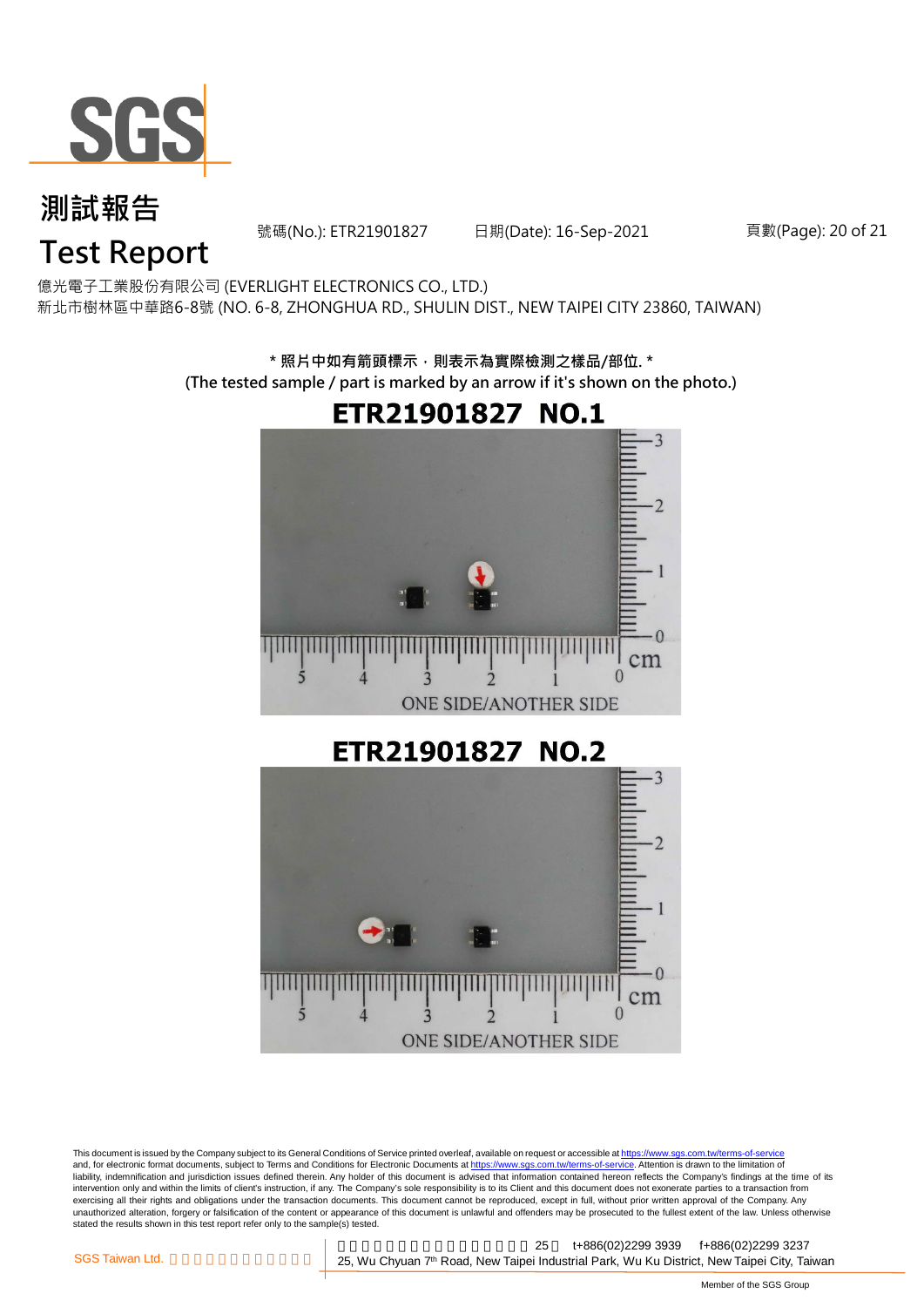億光電子工業股份有限公司 (EVERLIGHT ELECTRONICS CO., LTD.)
新北市樹林區中華路6-8號 (NO. 6-8, ZHONGHUA RD., SHULIN DIST., NEW TAIPEI CITY 23860, TAIWAN)

**\* 照片中如有箭頭標示，則表示為實際檢測之樣品/部位. \***
**(The tested sample / part is marked by an arrow if it's shown on the photo.)**

## ETR21901827 NO.1

ONE SIDE/ANOTHER SIDE

## ETR21901827 NO.2

ONE SIDE/ANOTHER SIDE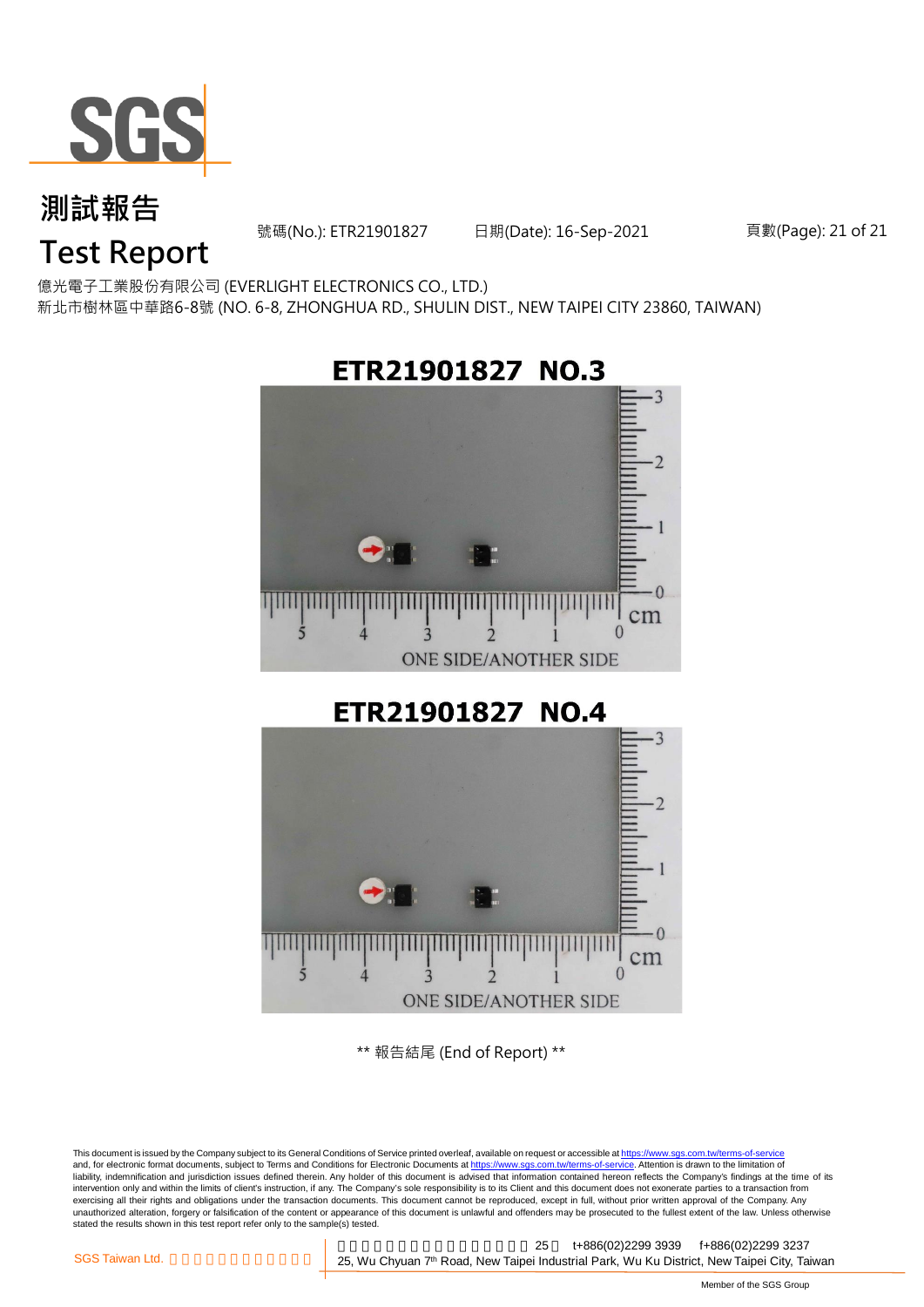# 測試報告

# Test Report

號碼(No.): ETR21901827　　日期(Date): 16-Sep-2021

億光電子工業股份有限公司 (EVERLIGHT ELECTRONICS CO., LTD.)

新北市樹林區中華路6-8號 (NO. 6-8, ZHONGHUA RD., SHULIN DIST., NEW TAIPEI CITY 23860, TAIWAN)

ETR21901827 NO.3

ONE SIDE/ANOTHER SIDE

ETR21901827 NO.4

ONE SIDE/ANOTHER SIDE

** 報告結尾 (End of Report) **

This document is issued by the Company subject to its General Conditions of Service printed overleaf, available on request or accessible at https://www.sgs.com.tw/terms-of-service and, for electronic format documents, subject to Terms and Conditions for Electronic Documents at https://www.sgs.com.tw/terms-of-service. Attention is drawn to the limitation of liability, indemnification and jurisdiction issues defined therein. Any holder of this document is advised that information contained hereon reflects the Company's findings at the time of its intervention only and within the limits of client's instruction, if any. The Company's sole responsibility is to its Client and this document does not exonerate parties to a transaction from exercising all their rights and obligations under the transaction documents. This document cannot be reproduced, except in full, without prior written approval of the Company. Any unauthorized alteration, forgery or falsification of the content or appearance of this document is unlawful and offenders may be prosecuted to the fullest extent of the law. Unless otherwise stated the results shown in this test report refer only to the sample(s) tested.

SGS Taiwan Ltd. 　25　t+886(02)2299 3939　f+886(02)2299 3237

25, Wu Chyuan 7th Road, New Taipei Industrial Park, Wu Ku District, New Taipei City, Taiwan

Member of the SGS Group